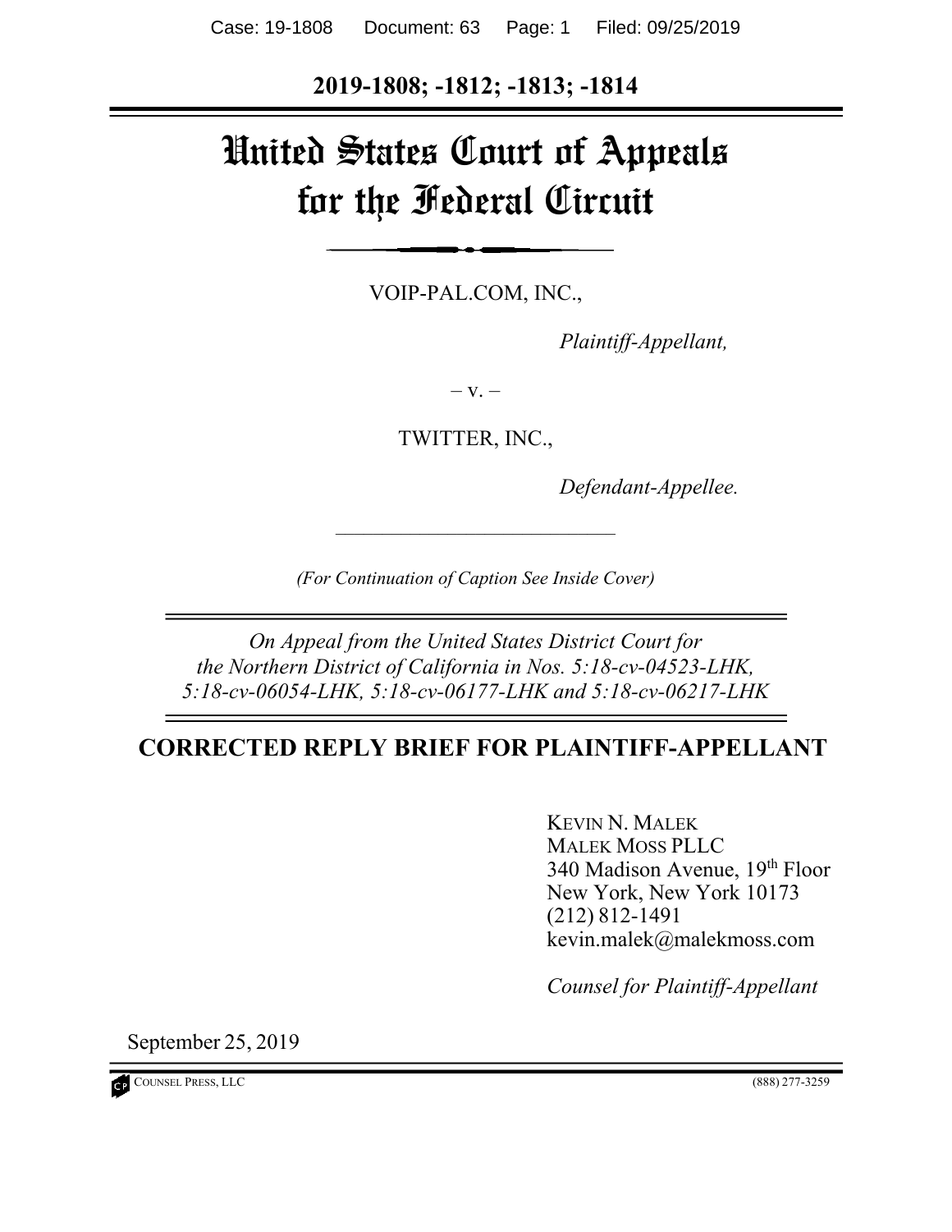**2019-1808; -1812; -1813; -1814**

# United States Court of Appeals for the Federal Circuit

VOIP-PAL.COM, INC.,

*Plaintiff-Appellant,*

– v. –

TWITTER, INC.,

*Defendant-Appellee.*

*(For Continuation of Caption See Inside Cover)*

*On Appeal from the United States District Court for the Northern District of California in Nos. 5:18-cv-04523-LHK, 5:18-cv-06054-LHK, 5:18-cv-06177-LHK and 5:18-cv-06217-LHK*

## CORRECTED REPLY BRIEF FOR PLAINTIFF-APPELLANT

KEVIN N. MALEK
MALEK MOSS PLLC
340 Madison Avenue, 19th Floor
New York, New York 10173
(212) 812-1491
kevin.malek@malekmoss.com

*Counsel for Plaintiff-Appellant*

September 25, 2019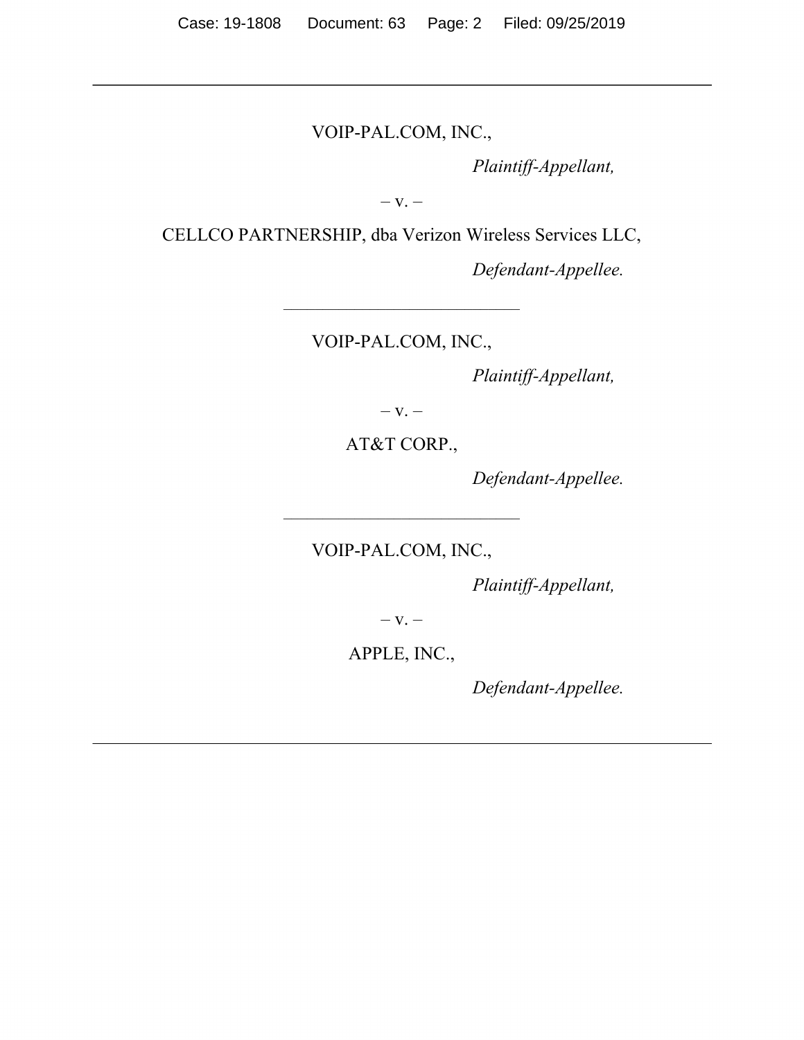---

VOIP-PAL.COM, INC.,

*Plaintiff-Appellant,*

– v. –

CELLCO PARTNERSHIP, dba Verizon Wireless Services LLC,

*Defendant-Appellee.*

---

VOIP-PAL.COM, INC.,

*Plaintiff-Appellant,*

– v. –

AT&T CORP.,

*Defendant-Appellee.*

---

VOIP-PAL.COM, INC.,

*Plaintiff-Appellant,*

– v. –

APPLE, INC.,

*Defendant-Appellee.*

---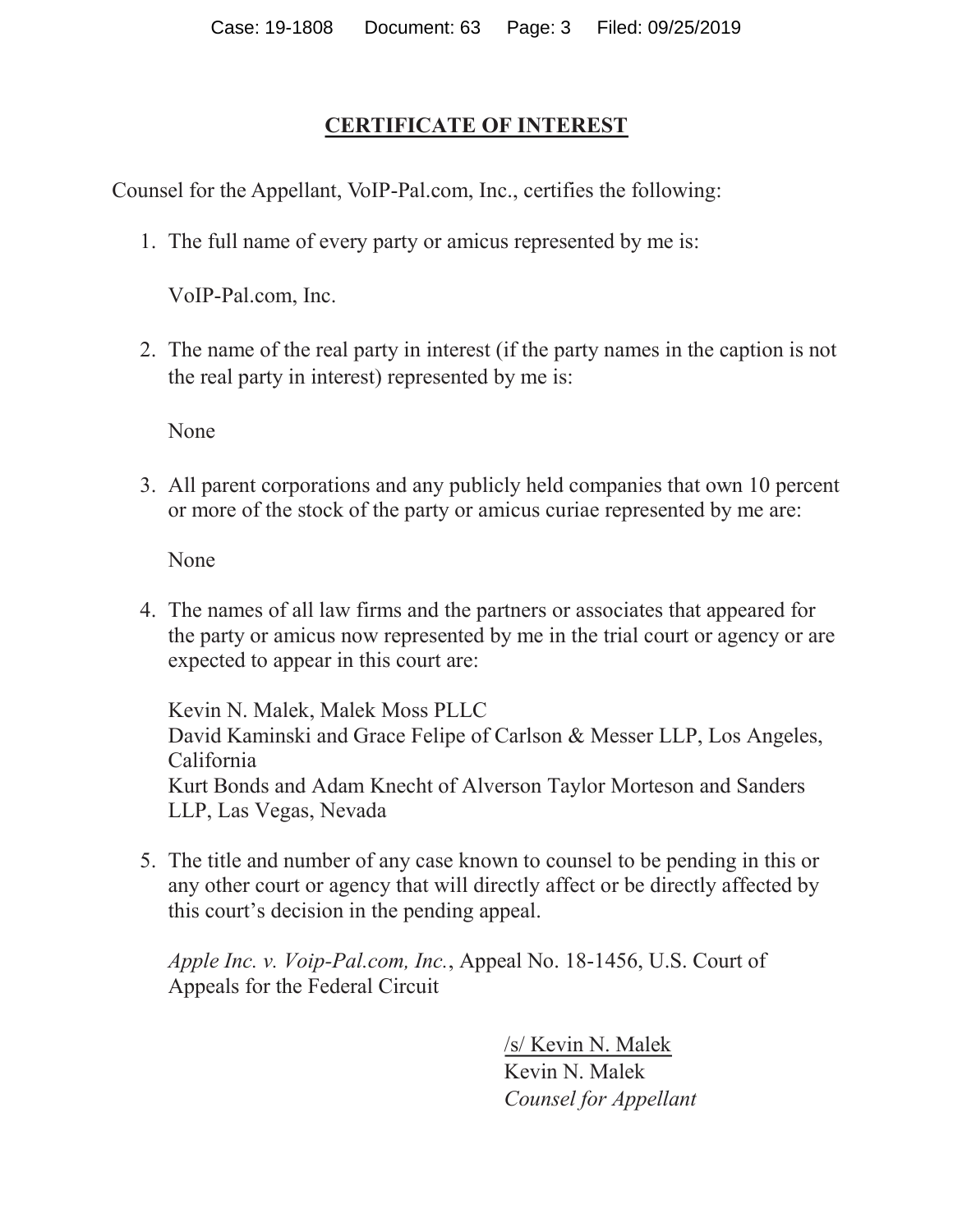# CERTIFICATE OF INTEREST

Counsel for the Appellant, VoIP-Pal.com, Inc., certifies the following:

1. The full name of every party or amicus represented by me is:

   VoIP-Pal.com, Inc.

2. The name of the real party in interest (if the party names in the caption is not the real party in interest) represented by me is:

   None

3. All parent corporations and any publicly held companies that own 10 percent or more of the stock of the party or amicus curiae represented by me are:

   None

4. The names of all law firms and the partners or associates that appeared for the party or amicus now represented by me in the trial court or agency or are expected to appear in this court are:

   Kevin N. Malek, Malek Moss PLLC
   David Kaminski and Grace Felipe of Carlson & Messer LLP, Los Angeles, California
   Kurt Bonds and Adam Knecht of Alverson Taylor Morteson and Sanders LLP, Las Vegas, Nevada

5. The title and number of any case known to counsel to be pending in this or any other court or agency that will directly affect or be directly affected by this court's decision in the pending appeal.

   *Apple Inc. v. Voip-Pal.com, Inc.*, Appeal No. 18-1456, U.S. Court of Appeals for the Federal Circuit

/s/ Kevin N. Malek
Kevin N. Malek
*Counsel for Appellant*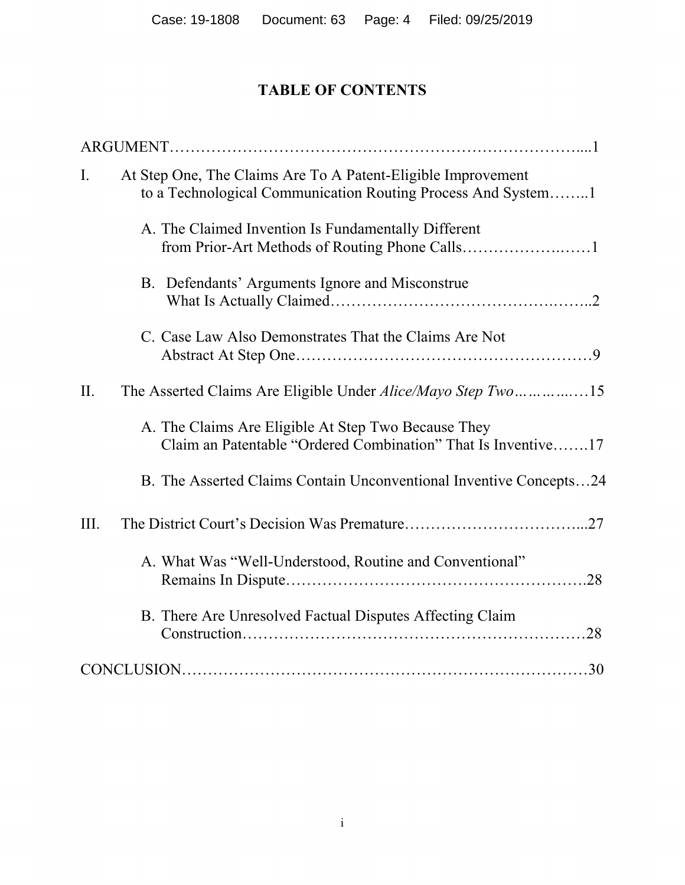# TABLE OF CONTENTS

ARGUMENT....................................................................................1

I. At Step One, The Claims Are To A Patent-Eligible Improvement to a Technological Communication Routing Process And System........1

   A. The Claimed Invention Is Fundamentally Different from Prior-Art Methods of Routing Phone Calls........................1

   B. Defendants' Arguments Ignore and Misconstrue What Is Actually Claimed..............................................2

   C. Case Law Also Demonstrates That the Claims Are Not Abstract At Step One..................................................9

II. The Asserted Claims Are Eligible Under *Alice/Mayo Step Two*..............15

   A. The Claims Are Eligible At Step Two Because They Claim an Patentable "Ordered Combination" That Is Inventive.......17

   B. The Asserted Claims Contain Unconventional Inventive Concepts...24

III. The District Court's Decision Was Premature...............................27

   A. What Was "Well-Understood, Routine and Conventional" Remains In Dispute.................................................28

   B. There Are Unresolved Factual Disputes Affecting Claim Construction..........................................................28

CONCLUSION..................................................................................30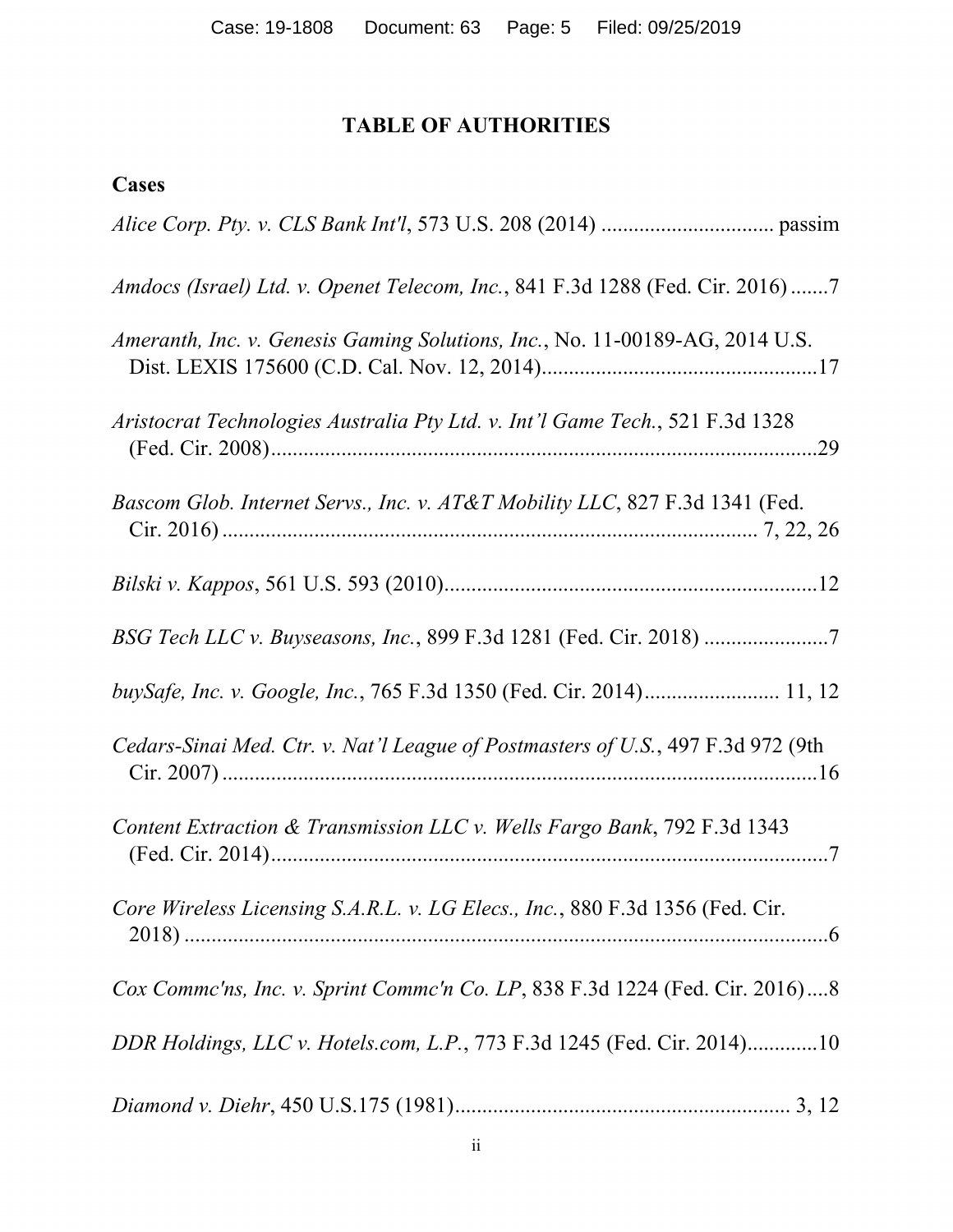# TABLE OF AUTHORITIES

## Cases

*Alice Corp. Pty. v. CLS Bank Int'l*, 573 U.S. 208 (2014) ................................ passim

*Amdocs (Israel) Ltd. v. Openet Telecom, Inc.*, 841 F.3d 1288 (Fed. Cir. 2016) .......7

*Ameranth, Inc. v. Genesis Gaming Solutions, Inc.*, No. 11-00189-AG, 2014 U.S. Dist. LEXIS 175600 (C.D. Cal. Nov. 12, 2014)...................................................17

*Aristocrat Technologies Australia Pty Ltd. v. Int'l Game Tech.*, 521 F.3d 1328 (Fed. Cir. 2008)....................................................................................................29

*Bascom Glob. Internet Servs., Inc. v. AT&T Mobility LLC*, 827 F.3d 1341 (Fed. Cir. 2016) ................................................................................................. 7, 22, 26

*Bilski v. Kappos*, 561 U.S. 593 (2010).....................................................................12

*BSG Tech LLC v. Buyseasons, Inc.*, 899 F.3d 1281 (Fed. Cir. 2018) .......................7

*buySafe, Inc. v. Google, Inc.*, 765 F.3d 1350 (Fed. Cir. 2014)......................... 11, 12

*Cedars-Sinai Med. Ctr. v. Nat'l League of Postmasters of U.S.*, 497 F.3d 972 (9th Cir. 2007) ................................................................................................16

*Content Extraction & Transmission LLC v. Wells Fargo Bank*, 792 F.3d 1343 (Fed. Cir. 2014).......................................................................................................7

*Core Wireless Licensing S.A.R.L. v. LG Elecs., Inc.*, 880 F.3d 1356 (Fed. Cir. 2018) .........................................................................................................6

*Cox Commc'ns, Inc. v. Sprint Commc'n Co. LP*, 838 F.3d 1224 (Fed. Cir. 2016)....8

*DDR Holdings, LLC v. Hotels.com, L.P.*, 773 F.3d 1245 (Fed. Cir. 2014).............10

*Diamond v. Diehr*, 450 U.S.175 (1981)............................................................. 3, 12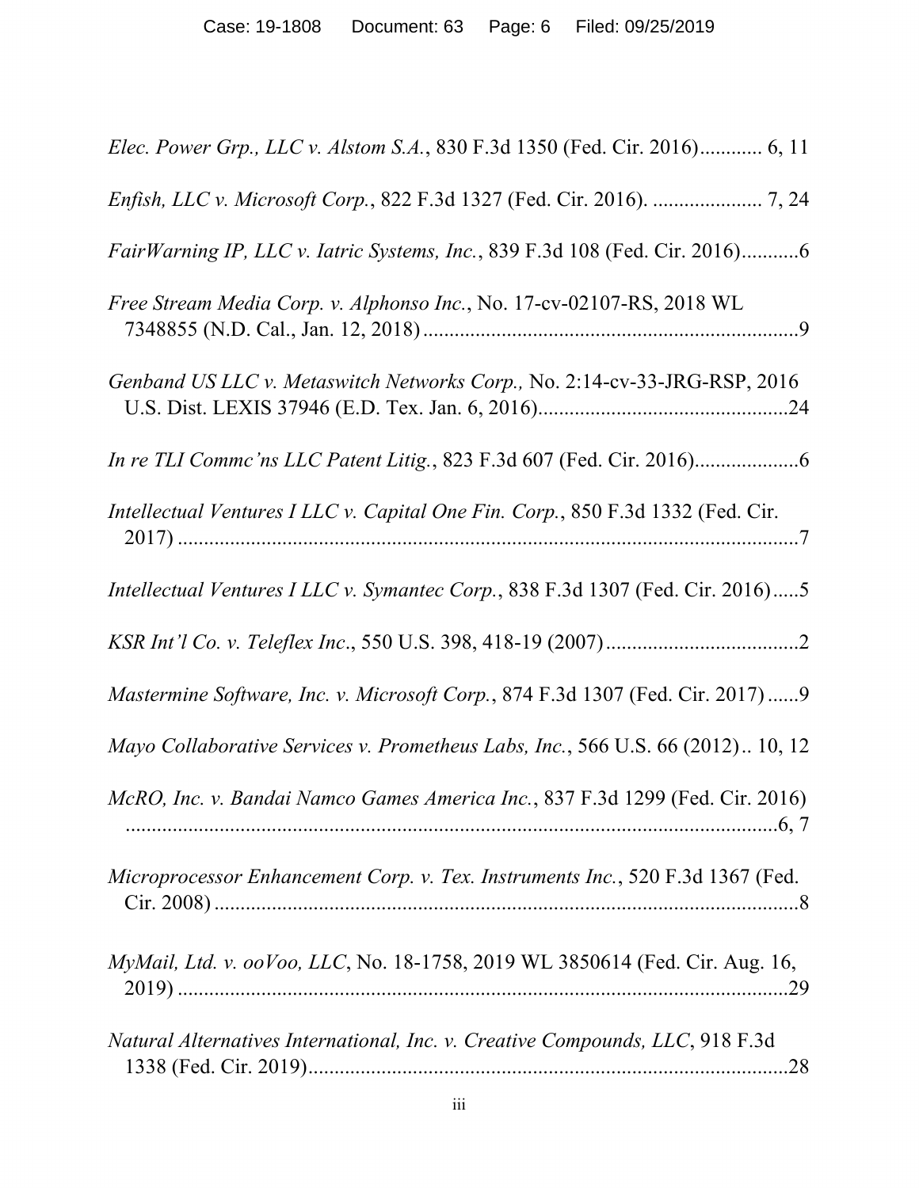*Elec. Power Grp., LLC v. Alstom S.A.*, 830 F.3d 1350 (Fed. Cir. 2016)............ 6, 11

*Enfish, LLC v. Microsoft Corp.*, 822 F.3d 1327 (Fed. Cir. 2016). ..................... 7, 24

*FairWarning IP, LLC v. Iatric Systems, Inc.*, 839 F.3d 108 (Fed. Cir. 2016)...........6

*Free Stream Media Corp. v. Alphonso Inc.*, No. 17-cv-02107-RS, 2018 WL 7348855 (N.D. Cal., Jan. 12, 2018).......................................................................9

*Genband US LLC v. Metaswitch Networks Corp.,* No. 2:14-cv-33-JRG-RSP, 2016 U.S. Dist. LEXIS 37946 (E.D. Tex. Jan. 6, 2016)................................................24

*In re TLI Commc'ns LLC Patent Litig.*, 823 F.3d 607 (Fed. Cir. 2016)....................6

*Intellectual Ventures I LLC v. Capital One Fin. Corp.*, 850 F.3d 1332 (Fed. Cir. 2017) ..........................................................................................................7

*Intellectual Ventures I LLC v. Symantec Corp.*, 838 F.3d 1307 (Fed. Cir. 2016).....5

*KSR Int'l Co. v. Teleflex Inc.*, 550 U.S. 398, 418-19 (2007).....................................2

*Mastermine Software, Inc. v. Microsoft Corp.*, 874 F.3d 1307 (Fed. Cir. 2017)......9

*Mayo Collaborative Services v. Prometheus Labs, Inc.*, 566 U.S. 66 (2012).. 10, 12

*McRO, Inc. v. Bandai Namco Games America Inc.*, 837 F.3d 1299 (Fed. Cir. 2016) ..................................................................................................................6, 7

*Microprocessor Enhancement Corp. v. Tex. Instruments Inc.*, 520 F.3d 1367 (Fed. Cir. 2008)..................................................................................................8

*MyMail, Ltd. v. ooVoo, LLC*, No. 18-1758, 2019 WL 3850614 (Fed. Cir. Aug. 16, 2019) .........................................................................................................29

*Natural Alternatives International, Inc. v. Creative Compounds, LLC*, 918 F.3d 1338 (Fed. Cir. 2019)............................................................................................28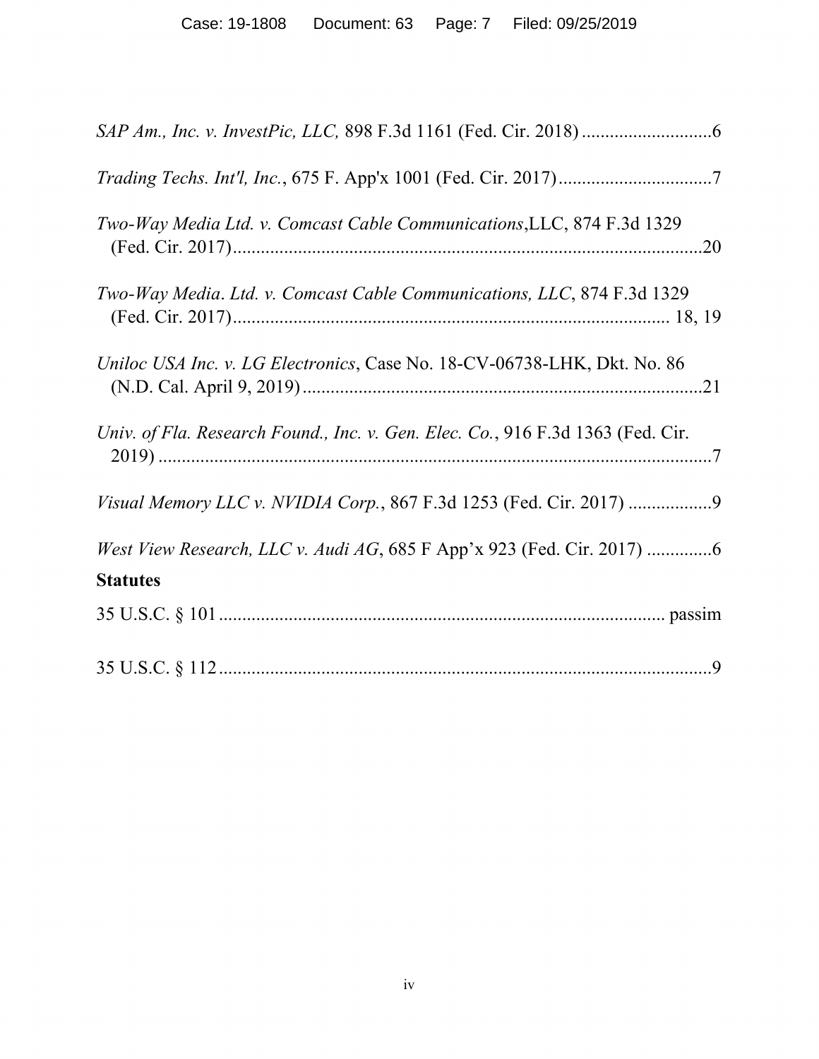*SAP Am., Inc. v. InvestPic, LLC,* 898 F.3d 1161 (Fed. Cir. 2018) ............................6

*Trading Techs. Int'l, Inc.*, 675 F. App'x 1001 (Fed. Cir. 2017) .................................7

*Two-Way Media Ltd. v. Comcast Cable Communications*,LLC, 874 F.3d 1329 (Fed. Cir. 2017) ....................................................................................................20

*Two-Way Media. Ltd. v. Comcast Cable Communications, LLC*, 874 F.3d 1329 (Fed. Cir. 2017) ............................................................................................ 18, 19

*Uniloc USA Inc. v. LG Electronics*, Case No. 18-CV-06738-LHK, Dkt. No. 86 (N.D. Cal. April 9, 2019) ......................................................................................21

*Univ. of Fla. Research Found., Inc. v. Gen. Elec. Co.*, 916 F.3d 1363 (Fed. Cir. 2019) .........................................................................................................................7

*Visual Memory LLC v. NVIDIA Corp.*, 867 F.3d 1253 (Fed. Cir. 2017) ..................9

*West View Research, LLC v. Audi AG*, 685 F App'x 923 (Fed. Cir. 2017) ..............6

**Statutes**

35 U.S.C. § 101 ............................................................................................... passim

35 U.S.C. § 112 ..........................................................................................................9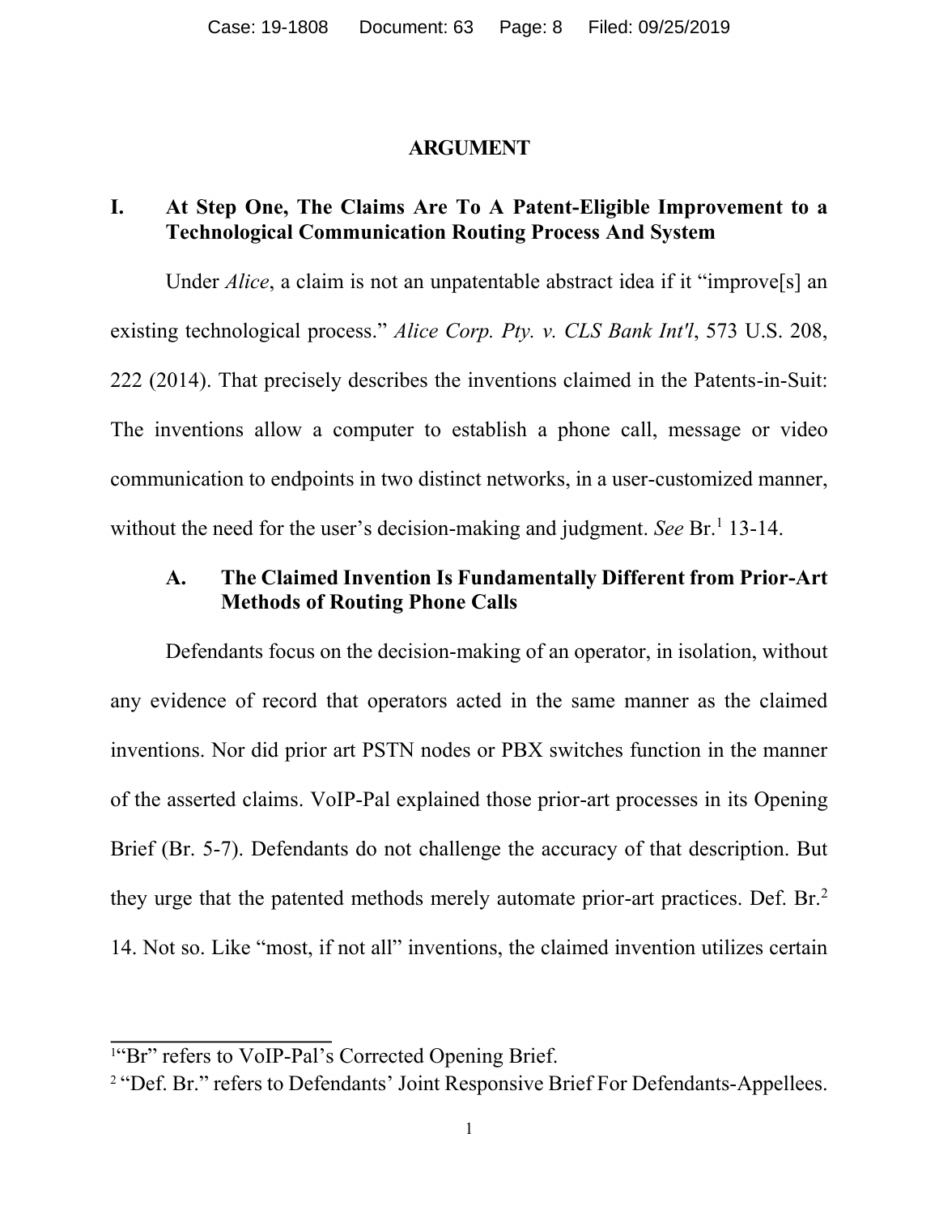## ARGUMENT

### I. At Step One, The Claims Are To A Patent-Eligible Improvement to a Technological Communication Routing Process And System

Under *Alice*, a claim is not an unpatentable abstract idea if it "improve[s] an existing technological process." *Alice Corp. Pty. v. CLS Bank Int'l*, 573 U.S. 208, 222 (2014). That precisely describes the inventions claimed in the Patents-in-Suit: The inventions allow a computer to establish a phone call, message or video communication to endpoints in two distinct networks, in a user-customized manner, without the need for the user's decision-making and judgment. *See* Br.[1] 13-14.

#### A. The Claimed Invention Is Fundamentally Different from Prior-Art Methods of Routing Phone Calls

Defendants focus on the decision-making of an operator, in isolation, without any evidence of record that operators acted in the same manner as the claimed inventions. Nor did prior art PSTN nodes or PBX switches function in the manner of the asserted claims. VoIP-Pal explained those prior-art processes in its Opening Brief (Br. 5-7). Defendants do not challenge the accuracy of that description. But they urge that the patented methods merely automate prior-art practices. Def. Br.[2] 14. Not so. Like "most, if not all" inventions, the claimed invention utilizes certain

---

[1] "Br" refers to VoIP-Pal's Corrected Opening Brief.

[2] "Def. Br." refers to Defendants' Joint Responsive Brief For Defendants-Appellees.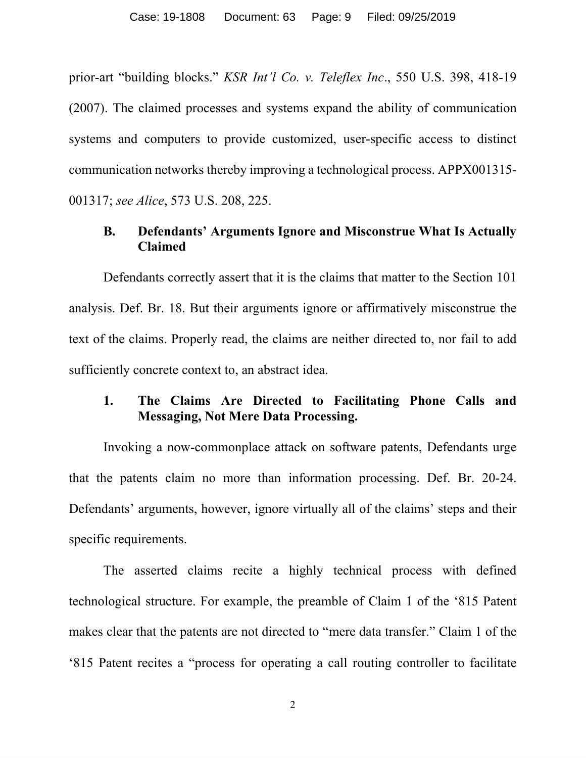prior-art "building blocks." *KSR Int'l Co. v. Teleflex Inc*., 550 U.S. 398, 418-19 (2007). The claimed processes and systems expand the ability of communication systems and computers to provide customized, user-specific access to distinct communication networks thereby improving a technological process. APPX001315-001317; *see Alice*, 573 U.S. 208, 225.

### B. Defendants' Arguments Ignore and Misconstrue What Is Actually Claimed

Defendants correctly assert that it is the claims that matter to the Section 101 analysis. Def. Br. 18. But their arguments ignore or affirmatively misconstrue the text of the claims. Properly read, the claims are neither directed to, nor fail to add sufficiently concrete context to, an abstract idea.

#### 1. The Claims Are Directed to Facilitating Phone Calls and Messaging, Not Mere Data Processing.

Invoking a now-commonplace attack on software patents, Defendants urge that the patents claim no more than information processing. Def. Br. 20-24. Defendants' arguments, however, ignore virtually all of the claims' steps and their specific requirements.

The asserted claims recite a highly technical process with defined technological structure. For example, the preamble of Claim 1 of the '815 Patent makes clear that the patents are not directed to "mere data transfer." Claim 1 of the '815 Patent recites a "process for operating a call routing controller to facilitate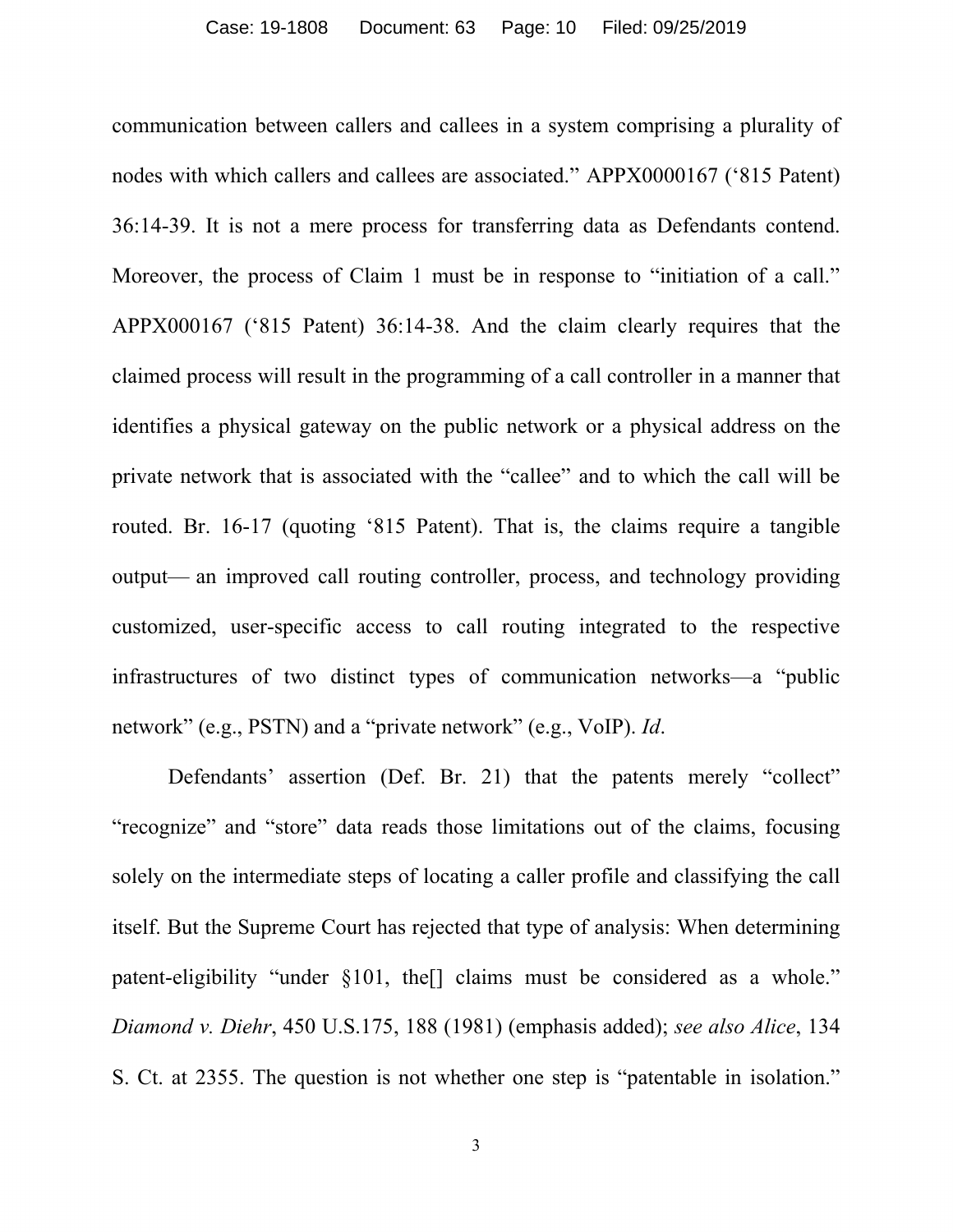communication between callers and callees in a system comprising a plurality of nodes with which callers and callees are associated." APPX0000167 ('815 Patent) 36:14-39. It is not a mere process for transferring data as Defendants contend. Moreover, the process of Claim 1 must be in response to "initiation of a call." APPX000167 ('815 Patent) 36:14-38. And the claim clearly requires that the claimed process will result in the programming of a call controller in a manner that identifies a physical gateway on the public network or a physical address on the private network that is associated with the "callee" and to which the call will be routed. Br. 16-17 (quoting '815 Patent). That is, the claims require a tangible output— an improved call routing controller, process, and technology providing customized, user-specific access to call routing integrated to the respective infrastructures of two distinct types of communication networks—a "public network" (e.g., PSTN) and a "private network" (e.g., VoIP). *Id*.

Defendants' assertion (Def. Br. 21) that the patents merely "collect" "recognize" and "store" data reads those limitations out of the claims, focusing solely on the intermediate steps of locating a caller profile and classifying the call itself. But the Supreme Court has rejected that type of analysis: When determining patent-eligibility "under §101, the[] claims must be considered as a whole." *Diamond v. Diehr*, 450 U.S.175, 188 (1981) (emphasis added); *see also Alice*, 134 S. Ct. at 2355. The question is not whether one step is "patentable in isolation."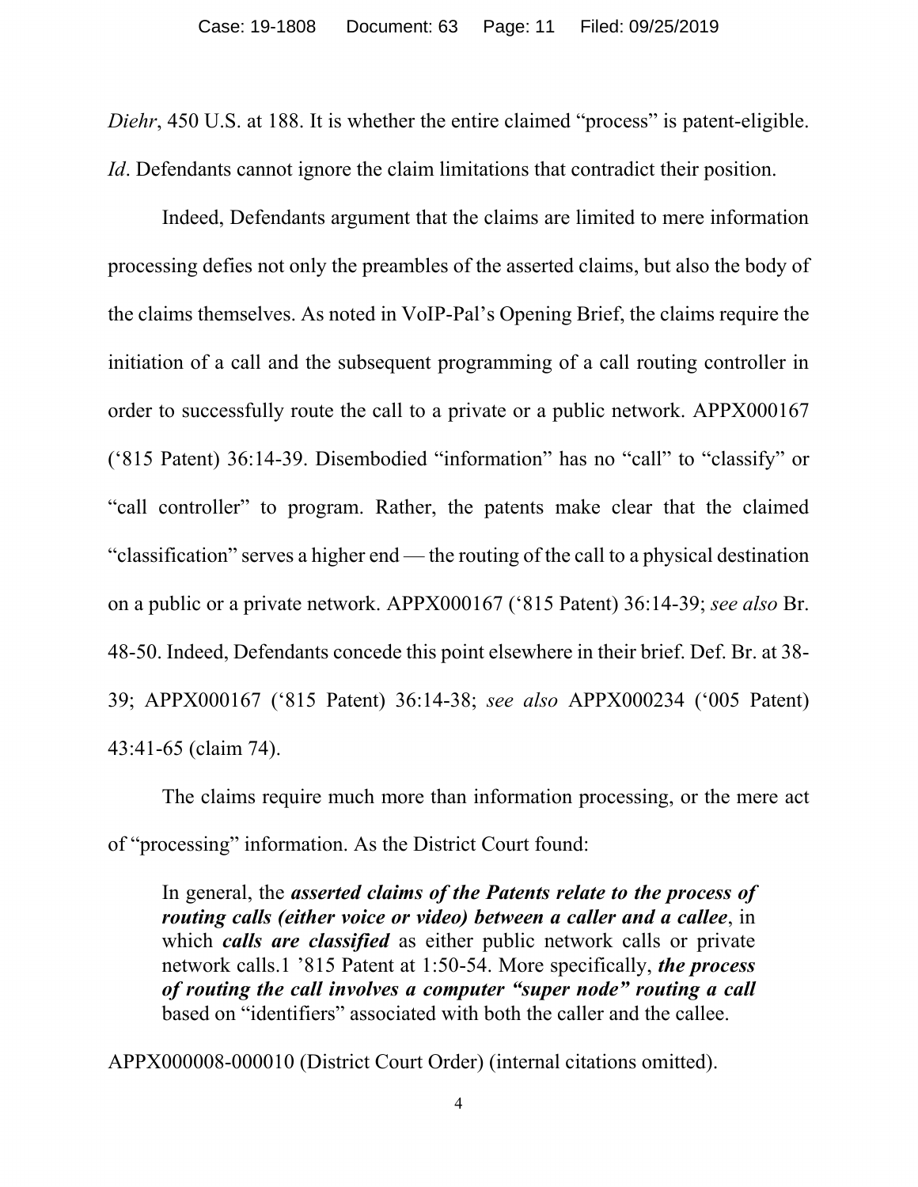*Diehr*, 450 U.S. at 188. It is whether the entire claimed "process" is patent-eligible. *Id*. Defendants cannot ignore the claim limitations that contradict their position.

Indeed, Defendants argument that the claims are limited to mere information processing defies not only the preambles of the asserted claims, but also the body of the claims themselves. As noted in VoIP-Pal's Opening Brief, the claims require the initiation of a call and the subsequent programming of a call routing controller in order to successfully route the call to a private or a public network. APPX000167 ('815 Patent) 36:14-39. Disembodied "information" has no "call" to "classify" or "call controller" to program. Rather, the patents make clear that the claimed "classification" serves a higher end — the routing of the call to a physical destination on a public or a private network. APPX000167 ('815 Patent) 36:14-39; *see also* Br. 48-50. Indeed, Defendants concede this point elsewhere in their brief. Def. Br. at 38-39; APPX000167 ('815 Patent) 36:14-38; *see also* APPX000234 ('005 Patent) 43:41-65 (claim 74).

The claims require much more than information processing, or the mere act of "processing" information. As the District Court found:

> In general, the ***asserted claims of the Patents relate to the process of routing calls (either voice or video) between a caller and a callee***, in which ***calls are classified*** as either public network calls or private network calls.1 '815 Patent at 1:50-54. More specifically, ***the process of routing the call involves a computer "super node" routing a call*** based on "identifiers" associated with both the caller and the callee.

APPX000008-000010 (District Court Order) (internal citations omitted).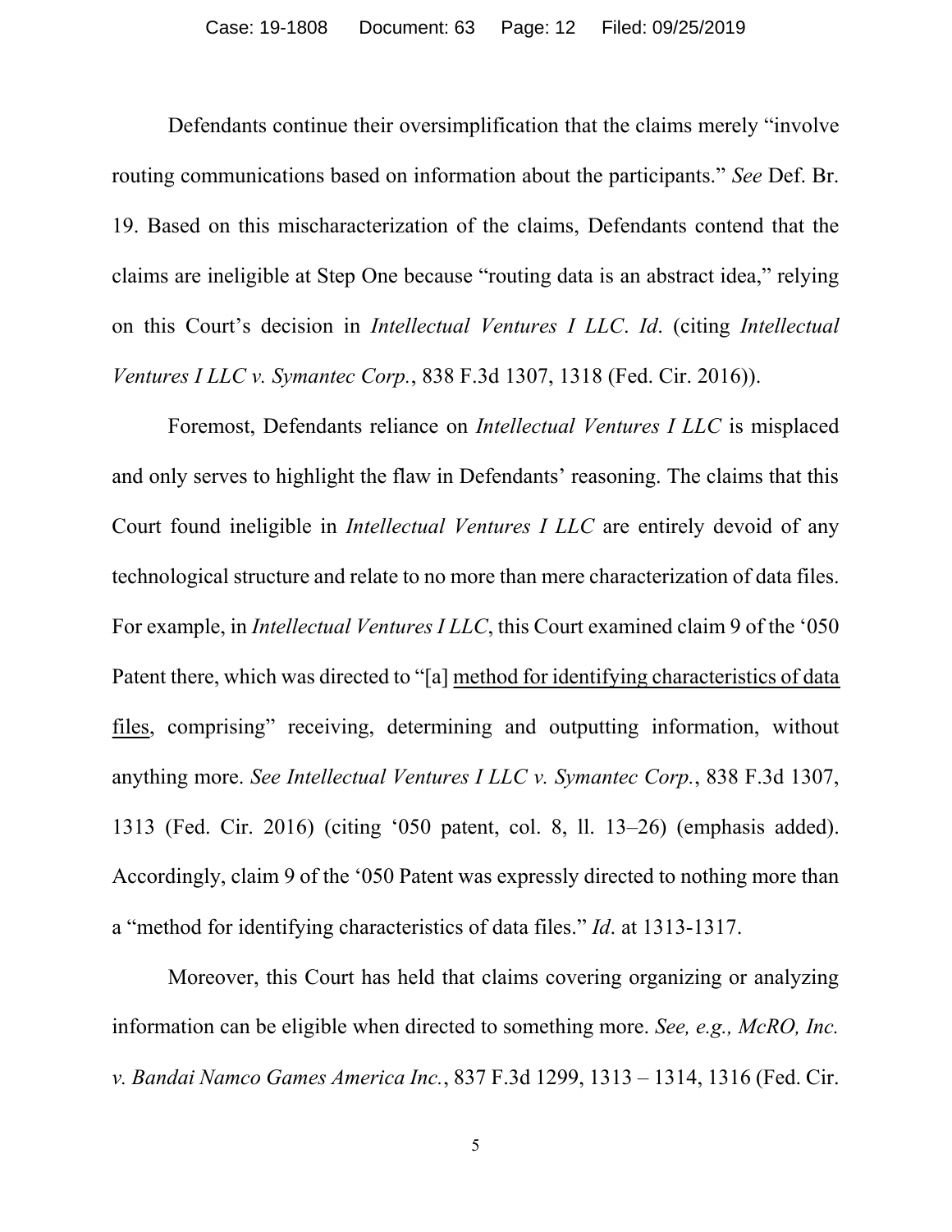Defendants continue their oversimplification that the claims merely "involve routing communications based on information about the participants." *See* Def. Br. 19. Based on this mischaracterization of the claims, Defendants contend that the claims are ineligible at Step One because "routing data is an abstract idea," relying on this Court's decision in *Intellectual Ventures I LLC*. *Id*. (citing *Intellectual Ventures I LLC v. Symantec Corp.*, 838 F.3d 1307, 1318 (Fed. Cir. 2016)).

Foremost, Defendants reliance on *Intellectual Ventures I LLC* is misplaced and only serves to highlight the flaw in Defendants' reasoning. The claims that this Court found ineligible in *Intellectual Ventures I LLC* are entirely devoid of any technological structure and relate to no more than mere characterization of data files. For example, in *Intellectual Ventures I LLC*, this Court examined claim 9 of the '050 Patent there, which was directed to "[a] <u>method for identifying characteristics of data files</u>, comprising" receiving, determining and outputting information, without anything more. *See Intellectual Ventures I LLC v. Symantec Corp.*, 838 F.3d 1307, 1313 (Fed. Cir. 2016) (citing '050 patent, col. 8, ll. 13–26) (emphasis added). Accordingly, claim 9 of the '050 Patent was expressly directed to nothing more than a "method for identifying characteristics of data files." *Id*. at 1313-1317.

Moreover, this Court has held that claims covering organizing or analyzing information can be eligible when directed to something more. *See, e.g., McRO, Inc. v. Bandai Namco Games America Inc.*, 837 F.3d 1299, 1313 – 1314, 1316 (Fed. Cir.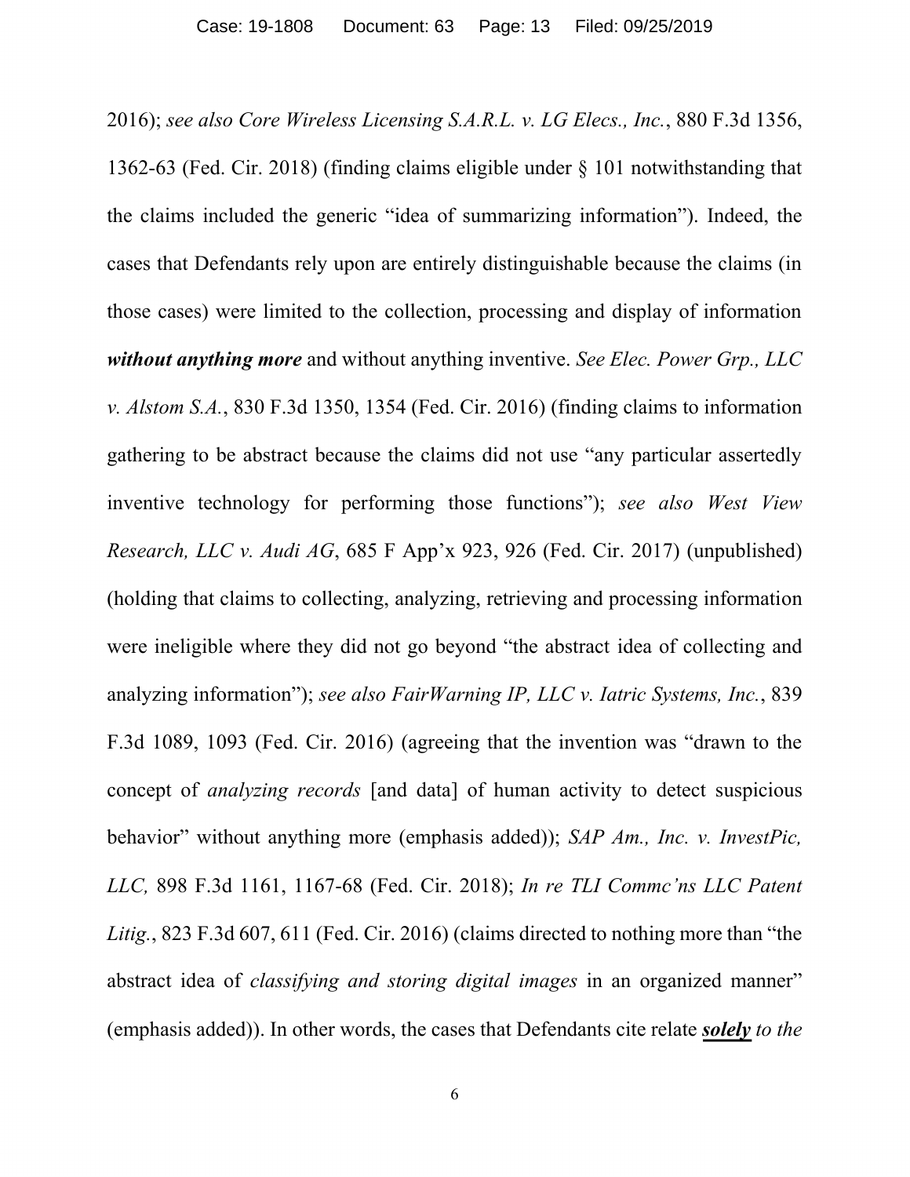2016); *see also Core Wireless Licensing S.A.R.L. v. LG Elecs., Inc.*, 880 F.3d 1356, 1362-63 (Fed. Cir. 2018) (finding claims eligible under § 101 notwithstanding that the claims included the generic "idea of summarizing information"). Indeed, the cases that Defendants rely upon are entirely distinguishable because the claims (in those cases) were limited to the collection, processing and display of information ***without anything more*** and without anything inventive. *See Elec. Power Grp., LLC v. Alstom S.A.*, 830 F.3d 1350, 1354 (Fed. Cir. 2016) (finding claims to information gathering to be abstract because the claims did not use "any particular assertedly inventive technology for performing those functions"); *see also West View Research, LLC v. Audi AG*, 685 F App'x 923, 926 (Fed. Cir. 2017) (unpublished) (holding that claims to collecting, analyzing, retrieving and processing information were ineligible where they did not go beyond "the abstract idea of collecting and analyzing information"); *see also FairWarning IP, LLC v. Iatric Systems, Inc.*, 839 F.3d 1089, 1093 (Fed. Cir. 2016) (agreeing that the invention was "drawn to the concept of *analyzing records* [and data] of human activity to detect suspicious behavior" without anything more (emphasis added)); *SAP Am., Inc. v. InvestPic, LLC,* 898 F.3d 1161, 1167-68 (Fed. Cir. 2018); *In re TLI Commc'ns LLC Patent Litig.*, 823 F.3d 607, 611 (Fed. Cir. 2016) (claims directed to nothing more than "the abstract idea of *classifying and storing digital images* in an organized manner" (emphasis added)). In other words, the cases that Defendants cite relate ***<u>solely</u>*** *to the*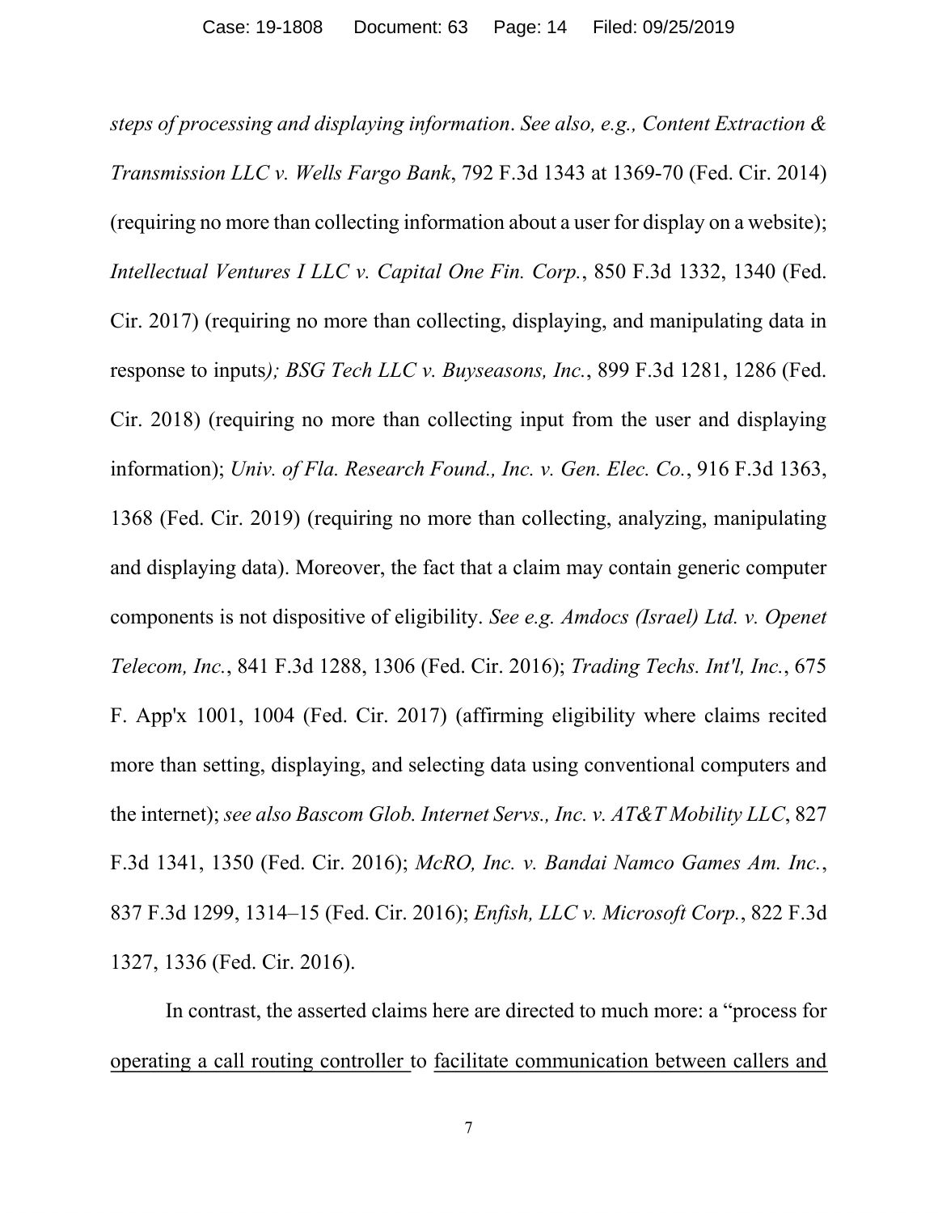*steps of processing and displaying information*. *See also, e.g., Content Extraction & Transmission LLC v. Wells Fargo Bank*, 792 F.3d 1343 at 1369-70 (Fed. Cir. 2014) (requiring no more than collecting information about a user for display on a website); *Intellectual Ventures I LLC v. Capital One Fin. Corp.*, 850 F.3d 1332, 1340 (Fed. Cir. 2017) (requiring no more than collecting, displaying, and manipulating data in response to inputs*); BSG Tech LLC v. Buyseasons, Inc.*, 899 F.3d 1281, 1286 (Fed. Cir. 2018) (requiring no more than collecting input from the user and displaying information); *Univ. of Fla. Research Found., Inc. v. Gen. Elec. Co.*, 916 F.3d 1363, 1368 (Fed. Cir. 2019) (requiring no more than collecting, analyzing, manipulating and displaying data). Moreover, the fact that a claim may contain generic computer components is not dispositive of eligibility. *See e.g. Amdocs (Israel) Ltd. v. Openet Telecom, Inc.*, 841 F.3d 1288, 1306 (Fed. Cir. 2016); *Trading Techs. Int'l, Inc.*, 675 F. App'x 1001, 1004 (Fed. Cir. 2017) (affirming eligibility where claims recited more than setting, displaying, and selecting data using conventional computers and the internet); *see also Bascom Glob. Internet Servs., Inc. v. AT&T Mobility LLC*, 827 F.3d 1341, 1350 (Fed. Cir. 2016); *McRO, Inc. v. Bandai Namco Games Am. Inc.*, 837 F.3d 1299, 1314–15 (Fed. Cir. 2016); *Enfish, LLC v. Microsoft Corp.*, 822 F.3d 1327, 1336 (Fed. Cir. 2016).

In contrast, the asserted claims here are directed to much more: a "process for <u>operating a call routing controller</u> to <u>facilitate communication between callers and</u>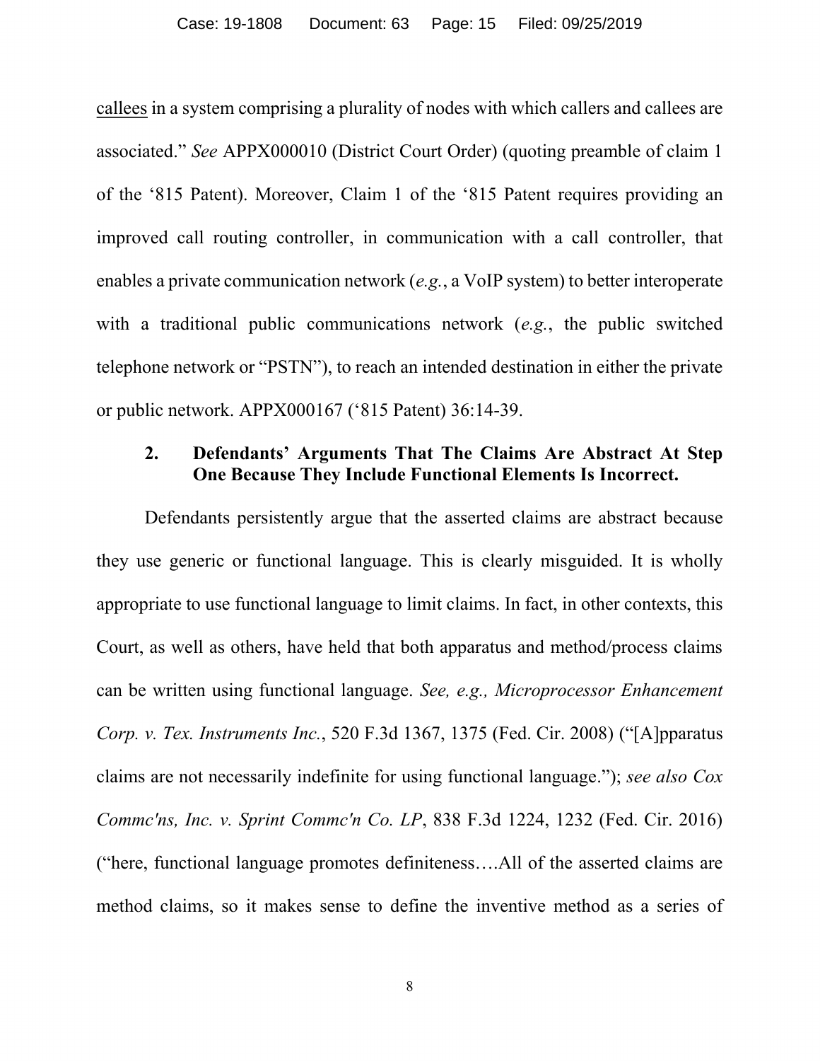callees in a system comprising a plurality of nodes with which callers and callees are associated." *See* APPX000010 (District Court Order) (quoting preamble of claim 1 of the '815 Patent). Moreover, Claim 1 of the '815 Patent requires providing an improved call routing controller, in communication with a call controller, that enables a private communication network (*e.g.*, a VoIP system) to better interoperate with a traditional public communications network (*e.g.*, the public switched telephone network or "PSTN"), to reach an intended destination in either the private or public network. APPX000167 ('815 Patent) 36:14-39.

### 2. Defendants' Arguments That The Claims Are Abstract At Step One Because They Include Functional Elements Is Incorrect.

Defendants persistently argue that the asserted claims are abstract because they use generic or functional language. This is clearly misguided. It is wholly appropriate to use functional language to limit claims. In fact, in other contexts, this Court, as well as others, have held that both apparatus and method/process claims can be written using functional language. *See, e.g., Microprocessor Enhancement Corp. v. Tex. Instruments Inc.*, 520 F.3d 1367, 1375 (Fed. Cir. 2008) ("[A]pparatus claims are not necessarily indefinite for using functional language."); *see also Cox Commc'ns, Inc. v. Sprint Commc'n Co. LP*, 838 F.3d 1224, 1232 (Fed. Cir. 2016) ("here, functional language promotes definiteness….All of the asserted claims are method claims, so it makes sense to define the inventive method as a series of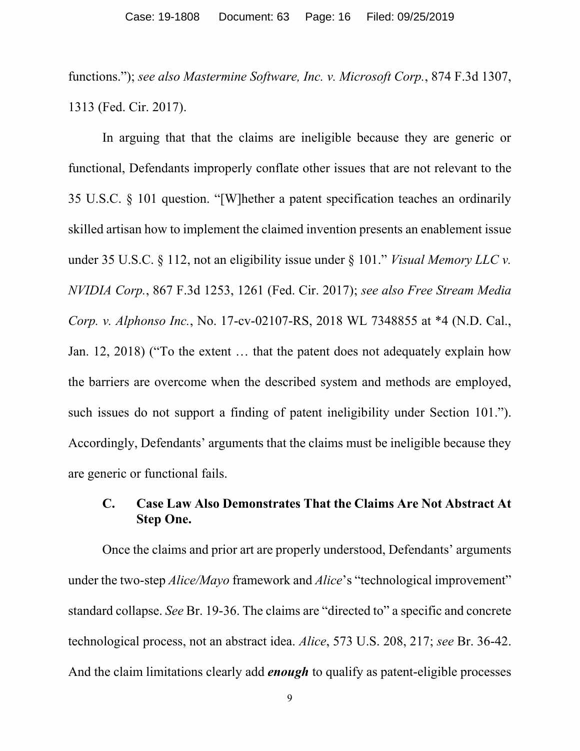functions."); *see also Mastermine Software, Inc. v. Microsoft Corp.*, 874 F.3d 1307, 1313 (Fed. Cir. 2017).

In arguing that that the claims are ineligible because they are generic or functional, Defendants improperly conflate other issues that are not relevant to the 35 U.S.C. § 101 question. "[W]hether a patent specification teaches an ordinarily skilled artisan how to implement the claimed invention presents an enablement issue under 35 U.S.C. § 112, not an eligibility issue under § 101." *Visual Memory LLC v. NVIDIA Corp.*, 867 F.3d 1253, 1261 (Fed. Cir. 2017); *see also Free Stream Media Corp. v. Alphonso Inc.*, No. 17-cv-02107-RS, 2018 WL 7348855 at *4 (N.D. Cal., Jan. 12, 2018) ("To the extent … that the patent does not adequately explain how the barriers are overcome when the described system and methods are employed, such issues do not support a finding of patent ineligibility under Section 101."). Accordingly, Defendants' arguments that the claims must be ineligible because they are generic or functional fails.

### C. Case Law Also Demonstrates That the Claims Are Not Abstract At Step One.

Once the claims and prior art are properly understood, Defendants' arguments under the two-step *Alice/Mayo* framework and *Alice*'s "technological improvement" standard collapse. *See* Br. 19-36. The claims are "directed to" a specific and concrete technological process, not an abstract idea. *Alice*, 573 U.S. 208, 217; *see* Br. 36-42. And the claim limitations clearly add ***enough*** to qualify as patent-eligible processes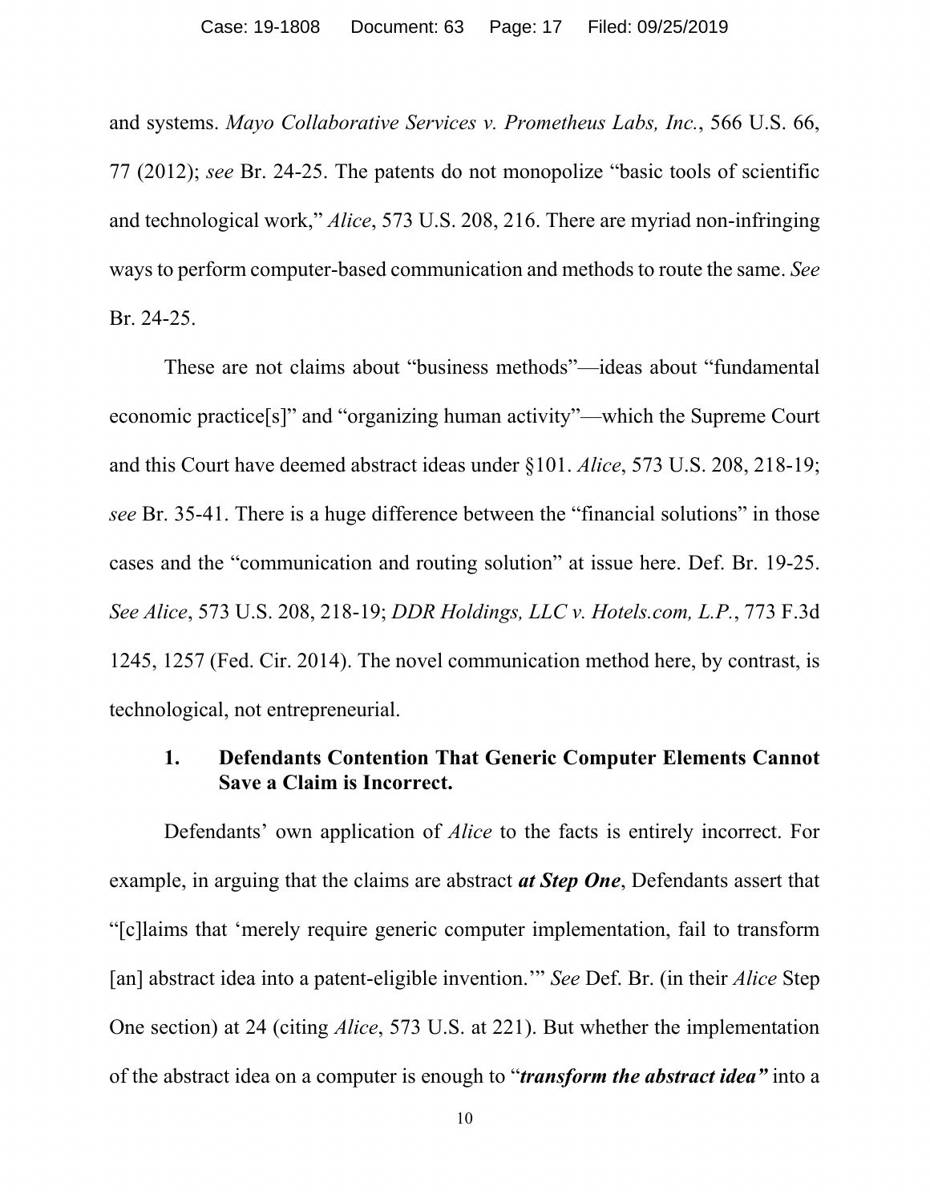and systems. *Mayo Collaborative Services v. Prometheus Labs, Inc.*, 566 U.S. 66, 77 (2012); *see* Br. 24-25. The patents do not monopolize "basic tools of scientific and technological work," *Alice*, 573 U.S. 208, 216. There are myriad non-infringing ways to perform computer-based communication and methods to route the same. *See* Br. 24-25.

These are not claims about "business methods"—ideas about "fundamental economic practice[s]" and "organizing human activity"—which the Supreme Court and this Court have deemed abstract ideas under §101. *Alice*, 573 U.S. 208, 218-19; *see* Br. 35-41. There is a huge difference between the "financial solutions" in those cases and the "communication and routing solution" at issue here. Def. Br. 19-25. *See Alice*, 573 U.S. 208, 218-19; *DDR Holdings, LLC v. Hotels.com, L.P.*, 773 F.3d 1245, 1257 (Fed. Cir. 2014). The novel communication method here, by contrast, is technological, not entrepreneurial.

### 1. Defendants Contention That Generic Computer Elements Cannot Save a Claim is Incorrect.

Defendants' own application of *Alice* to the facts is entirely incorrect. For example, in arguing that the claims are abstract ***at Step One***, Defendants assert that "[c]laims that 'merely require generic computer implementation, fail to transform [an] abstract idea into a patent-eligible invention.'" *See* Def. Br. (in their *Alice* Step One section) at 24 (citing *Alice*, 573 U.S. at 221). But whether the implementation of the abstract idea on a computer is enough to "***transform the abstract idea"*** into a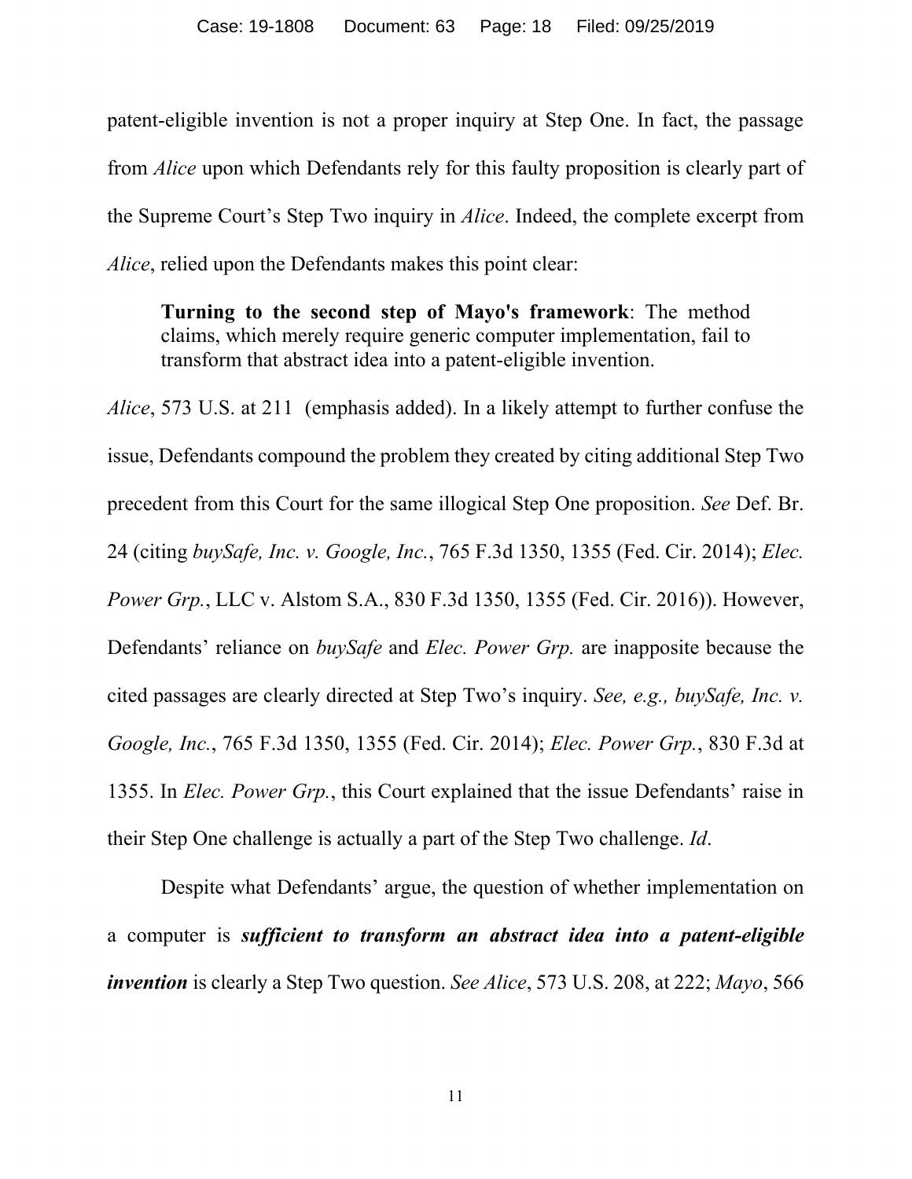patent-eligible invention is not a proper inquiry at Step One. In fact, the passage from *Alice* upon which Defendants rely for this faulty proposition is clearly part of the Supreme Court's Step Two inquiry in *Alice*. Indeed, the complete excerpt from *Alice*, relied upon the Defendants makes this point clear:

> **Turning to the second step of Mayo's framework**: The method claims, which merely require generic computer implementation, fail to transform that abstract idea into a patent-eligible invention.

*Alice*, 573 U.S. at 211 (emphasis added). In a likely attempt to further confuse the issue, Defendants compound the problem they created by citing additional Step Two precedent from this Court for the same illogical Step One proposition. *See* Def. Br. 24 (citing *buySafe, Inc. v. Google, Inc.*, 765 F.3d 1350, 1355 (Fed. Cir. 2014); *Elec. Power Grp.*, LLC v. Alstom S.A., 830 F.3d 1350, 1355 (Fed. Cir. 2016)). However, Defendants' reliance on *buySafe* and *Elec. Power Grp.* are inapposite because the cited passages are clearly directed at Step Two's inquiry. *See, e.g., buySafe, Inc. v. Google, Inc.*, 765 F.3d 1350, 1355 (Fed. Cir. 2014); *Elec. Power Grp.*, 830 F.3d at 1355. In *Elec. Power Grp.*, this Court explained that the issue Defendants' raise in their Step One challenge is actually a part of the Step Two challenge. *Id*.

Despite what Defendants' argue, the question of whether implementation on a computer is ***sufficient to transform an abstract idea into a patent-eligible invention*** is clearly a Step Two question. *See Alice*, 573 U.S. 208, at 222; *Mayo*, 566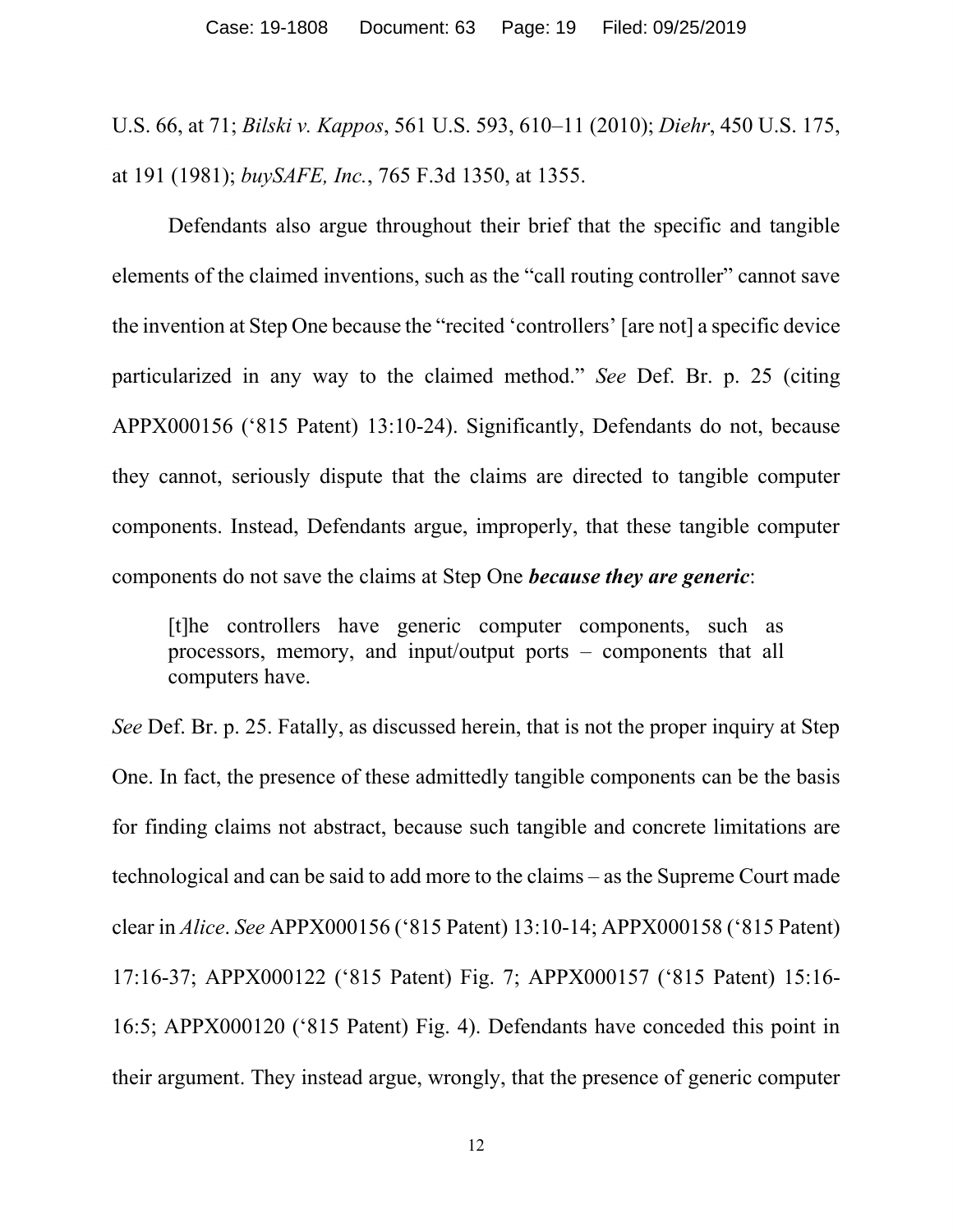U.S. 66, at 71; *Bilski v. Kappos*, 561 U.S. 593, 610–11 (2010); *Diehr*, 450 U.S. 175, at 191 (1981); *buySAFE, Inc.*, 765 F.3d 1350, at 1355.

Defendants also argue throughout their brief that the specific and tangible elements of the claimed inventions, such as the "call routing controller" cannot save the invention at Step One because the "recited 'controllers' [are not] a specific device particularized in any way to the claimed method." *See* Def. Br. p. 25 (citing APPX000156 ('815 Patent) 13:10-24). Significantly, Defendants do not, because they cannot, seriously dispute that the claims are directed to tangible computer components. Instead, Defendants argue, improperly, that these tangible computer components do not save the claims at Step One ***because they are generic***:

> [t]he controllers have generic computer components, such as processors, memory, and input/output ports – components that all computers have.

*See* Def. Br. p. 25. Fatally, as discussed herein, that is not the proper inquiry at Step One. In fact, the presence of these admittedly tangible components can be the basis for finding claims not abstract, because such tangible and concrete limitations are technological and can be said to add more to the claims – as the Supreme Court made clear in *Alice*. *See* APPX000156 ('815 Patent) 13:10-14; APPX000158 ('815 Patent) 17:16-37; APPX000122 ('815 Patent) Fig. 7; APPX000157 ('815 Patent) 15:16-16:5; APPX000120 ('815 Patent) Fig. 4). Defendants have conceded this point in their argument. They instead argue, wrongly, that the presence of generic computer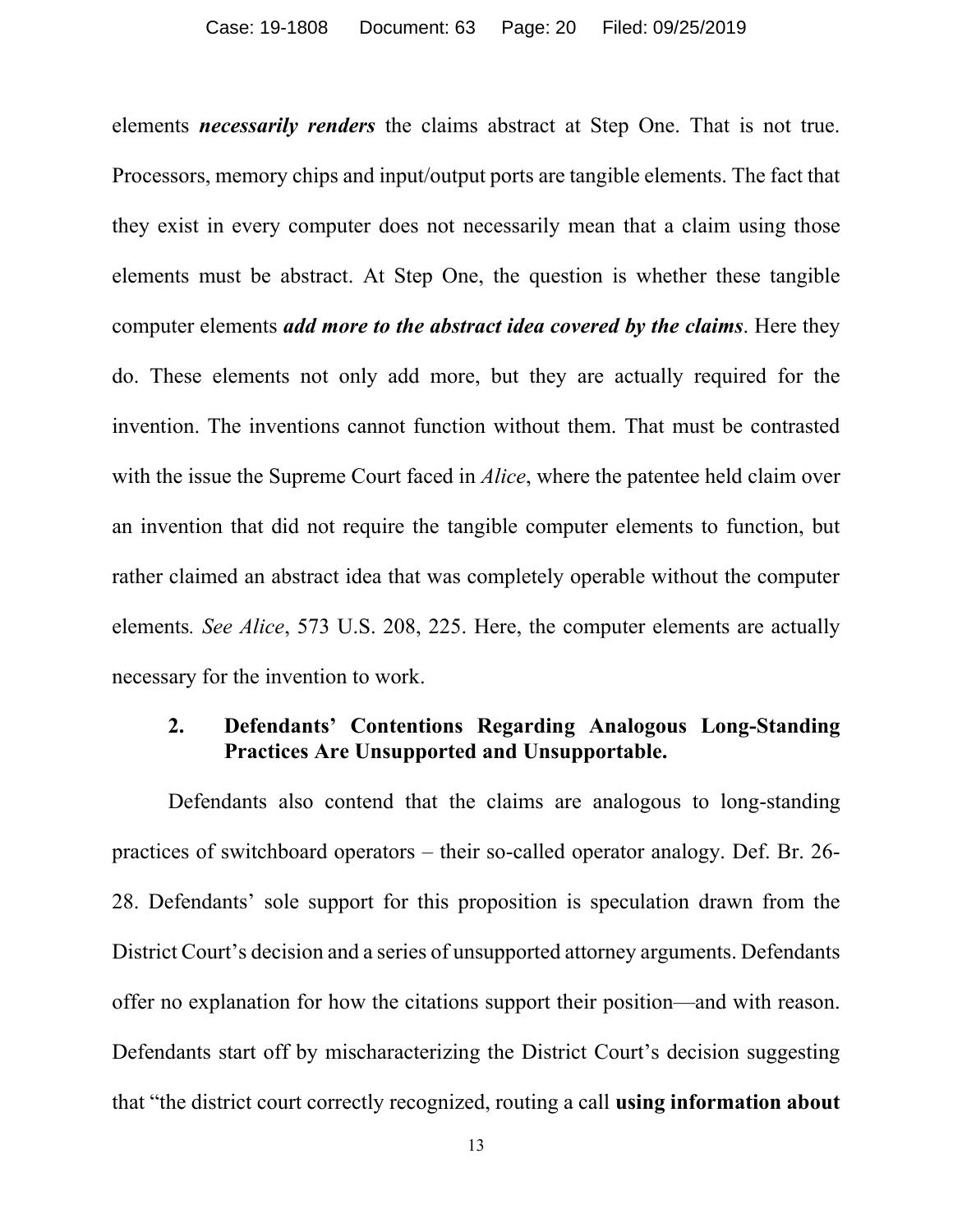elements ***necessarily renders*** the claims abstract at Step One. That is not true. Processors, memory chips and input/output ports are tangible elements. The fact that they exist in every computer does not necessarily mean that a claim using those elements must be abstract. At Step One, the question is whether these tangible computer elements ***add more to the abstract idea covered by the claims***. Here they do. These elements not only add more, but they are actually required for the invention. The inventions cannot function without them. That must be contrasted with the issue the Supreme Court faced in *Alice*, where the patentee held claim over an invention that did not require the tangible computer elements to function, but rather claimed an abstract idea that was completely operable without the computer elements*. See Alice*, 573 U.S. 208, 225. Here, the computer elements are actually necessary for the invention to work.

### 2. Defendants' Contentions Regarding Analogous Long-Standing Practices Are Unsupported and Unsupportable.

Defendants also contend that the claims are analogous to long-standing practices of switchboard operators – their so-called operator analogy. Def. Br. 26-28. Defendants' sole support for this proposition is speculation drawn from the District Court's decision and a series of unsupported attorney arguments. Defendants offer no explanation for how the citations support their position—and with reason. Defendants start off by mischaracterizing the District Court's decision suggesting that "the district court correctly recognized, routing a call **using information about**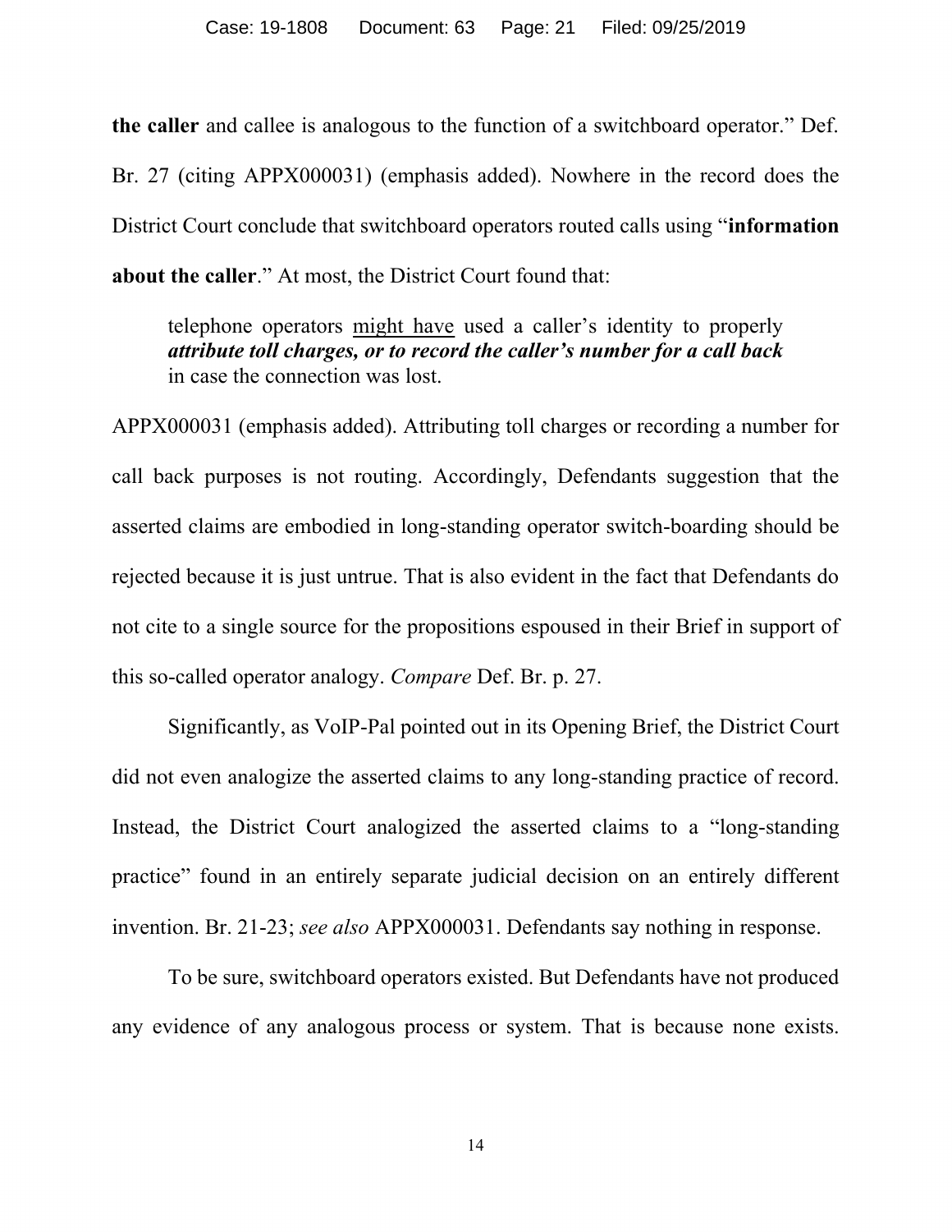**the caller** and callee is analogous to the function of a switchboard operator." Def. Br. 27 (citing APPX000031) (emphasis added). Nowhere in the record does the District Court conclude that switchboard operators routed calls using "**information about the caller**." At most, the District Court found that:

> telephone operators <u>might have</u> used a caller's identity to properly ***attribute toll charges, or to record the caller's number for a call back*** in case the connection was lost.

APPX000031 (emphasis added). Attributing toll charges or recording a number for call back purposes is not routing. Accordingly, Defendants suggestion that the asserted claims are embodied in long-standing operator switch-boarding should be rejected because it is just untrue. That is also evident in the fact that Defendants do not cite to a single source for the propositions espoused in their Brief in support of this so-called operator analogy. *Compare* Def. Br. p. 27.

Significantly, as VoIP-Pal pointed out in its Opening Brief, the District Court did not even analogize the asserted claims to any long-standing practice of record. Instead, the District Court analogized the asserted claims to a "long-standing practice" found in an entirely separate judicial decision on an entirely different invention. Br. 21-23; *see also* APPX000031. Defendants say nothing in response.

To be sure, switchboard operators existed. But Defendants have not produced any evidence of any analogous process or system. That is because none exists.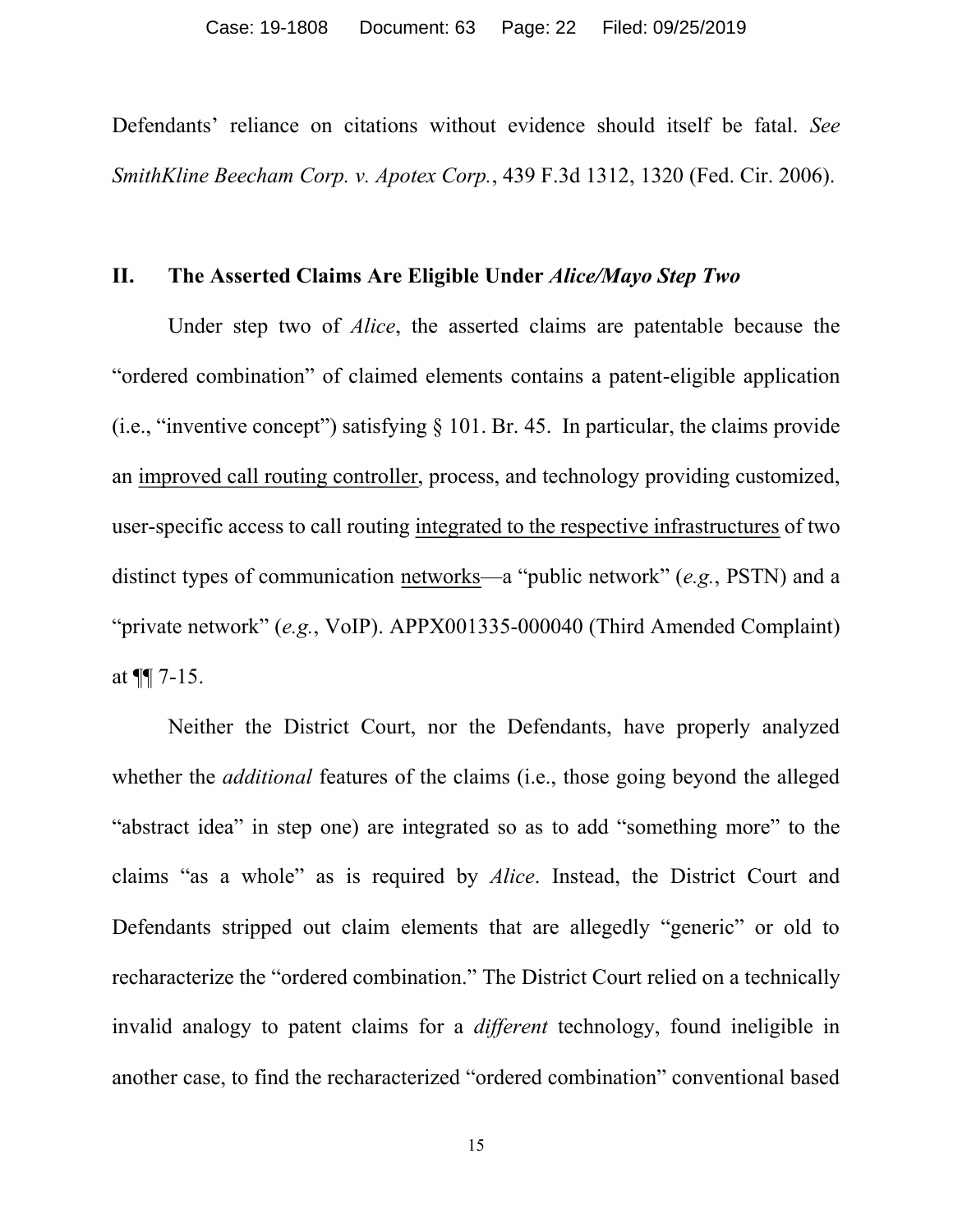Defendants' reliance on citations without evidence should itself be fatal. *See SmithKline Beecham Corp. v. Apotex Corp.*, 439 F.3d 1312, 1320 (Fed. Cir. 2006).

## II. The Asserted Claims Are Eligible Under *Alice/Mayo Step Two*

Under step two of *Alice*, the asserted claims are patentable because the "ordered combination" of claimed elements contains a patent-eligible application (i.e., "inventive concept") satisfying § 101. Br. 45. In particular, the claims provide an <u>improved call routing controller</u>, process, and technology providing customized, user-specific access to call routing <u>integrated to the respective infrastructures</u> of two distinct types of communication <u>networks</u>—a "public network" (*e.g.*, PSTN) and a "private network" (*e.g.*, VoIP). APPX001335-000040 (Third Amended Complaint) at ¶¶ 7-15.

Neither the District Court, nor the Defendants, have properly analyzed whether the *additional* features of the claims (i.e., those going beyond the alleged "abstract idea" in step one) are integrated so as to add "something more" to the claims "as a whole" as is required by *Alice*. Instead, the District Court and Defendants stripped out claim elements that are allegedly "generic" or old to recharacterize the "ordered combination." The District Court relied on a technically invalid analogy to patent claims for a *different* technology, found ineligible in another case, to find the recharacterized "ordered combination" conventional based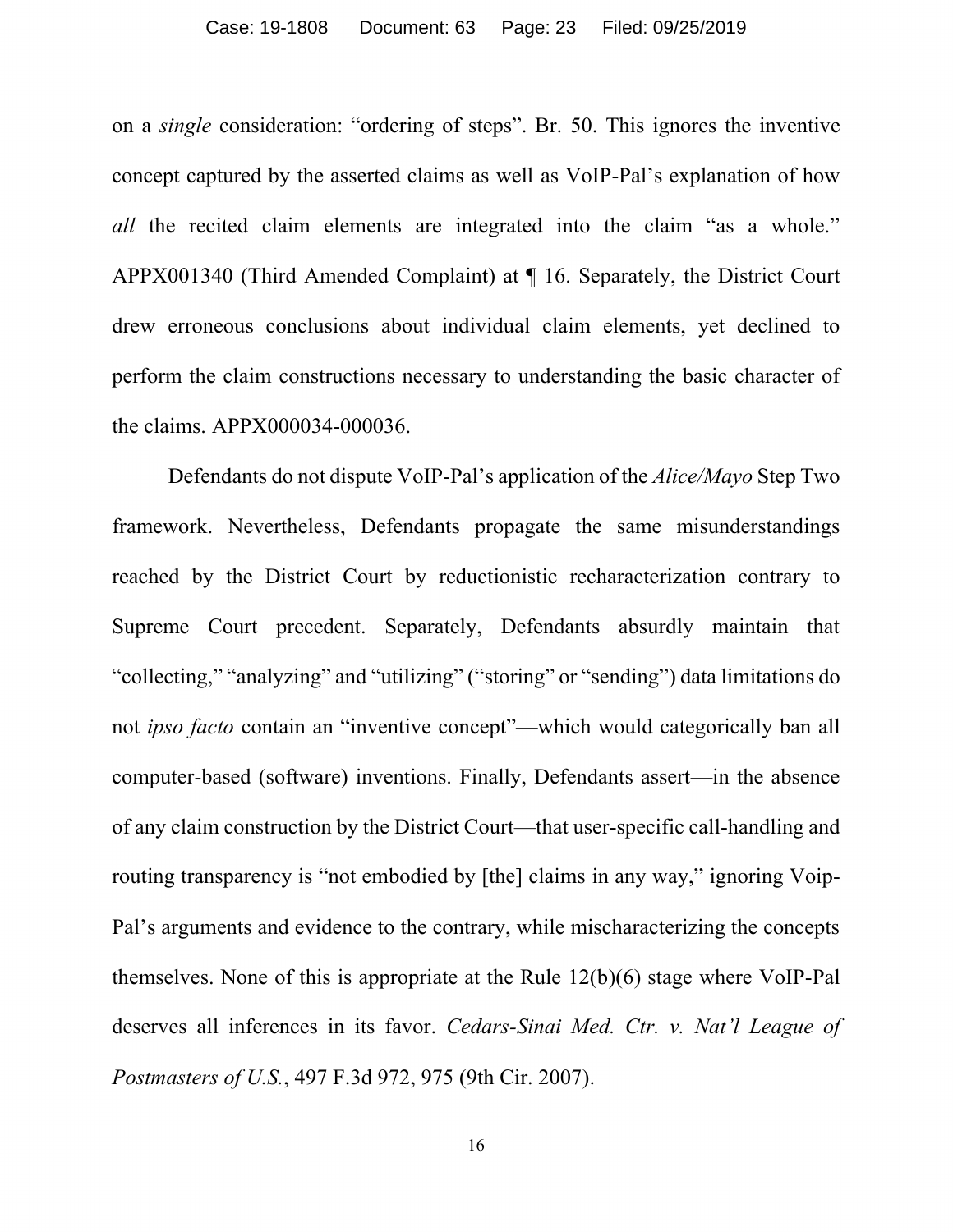on a *single* consideration: "ordering of steps". Br. 50. This ignores the inventive concept captured by the asserted claims as well as VoIP-Pal's explanation of how *all* the recited claim elements are integrated into the claim "as a whole." APPX001340 (Third Amended Complaint) at ¶ 16. Separately, the District Court drew erroneous conclusions about individual claim elements, yet declined to perform the claim constructions necessary to understanding the basic character of the claims. APPX000034-000036.

Defendants do not dispute VoIP-Pal's application of the *Alice/Mayo* Step Two framework. Nevertheless, Defendants propagate the same misunderstandings reached by the District Court by reductionistic recharacterization contrary to Supreme Court precedent. Separately, Defendants absurdly maintain that "collecting," "analyzing" and "utilizing" ("storing" or "sending") data limitations do not *ipso facto* contain an "inventive concept"—which would categorically ban all computer-based (software) inventions. Finally, Defendants assert—in the absence of any claim construction by the District Court—that user-specific call-handling and routing transparency is "not embodied by [the] claims in any way," ignoring Voip-Pal's arguments and evidence to the contrary, while mischaracterizing the concepts themselves. None of this is appropriate at the Rule 12(b)(6) stage where VoIP-Pal deserves all inferences in its favor. *Cedars-Sinai Med. Ctr. v. Nat'l League of Postmasters of U.S.*, 497 F.3d 972, 975 (9th Cir. 2007).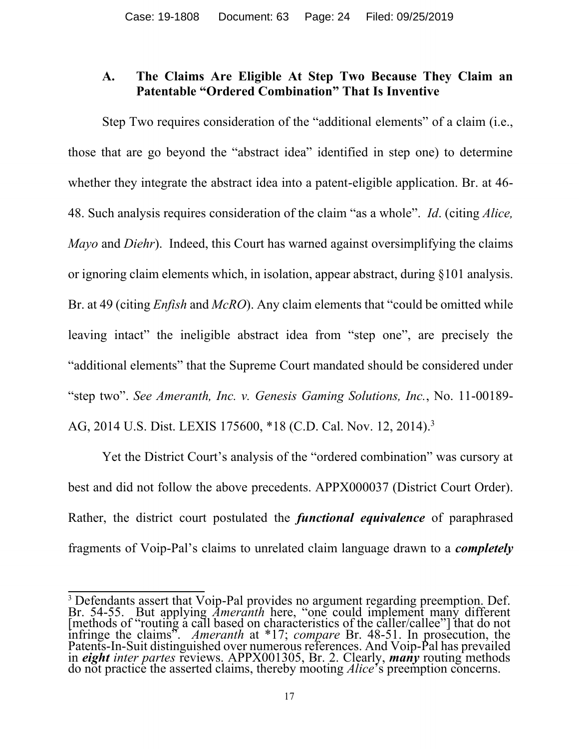### A. The Claims Are Eligible At Step Two Because They Claim an Patentable "Ordered Combination" That Is Inventive

Step Two requires consideration of the "additional elements" of a claim (i.e., those that are go beyond the "abstract idea" identified in step one) to determine whether they integrate the abstract idea into a patent-eligible application. Br. at 46-48. Such analysis requires consideration of the claim "as a whole". *Id*. (citing *Alice, Mayo* and *Diehr*). Indeed, this Court has warned against oversimplifying the claims or ignoring claim elements which, in isolation, appear abstract, during §101 analysis. Br. at 49 (citing *Enfish* and *McRO*). Any claim elements that "could be omitted while leaving intact" the ineligible abstract idea from "step one", are precisely the "additional elements" that the Supreme Court mandated should be considered under "step two". *See Ameranth, Inc. v. Genesis Gaming Solutions, Inc.*, No. 11-00189-AG, 2014 U.S. Dist. LEXIS 175600, *18 (C.D. Cal. Nov. 12, 2014).[3]

Yet the District Court's analysis of the "ordered combination" was cursory at best and did not follow the above precedents. APPX000037 (District Court Order). Rather, the district court postulated the ***functional equivalence*** of paraphrased fragments of Voip-Pal's claims to unrelated claim language drawn to a ***completely***

[3] Defendants assert that Voip-Pal provides no argument regarding preemption. Def. Br. 54-55. But applying *Ameranth* here, "one could implement many different [methods of "routing a call based on characteristics of the caller/callee"] that do not infringe the claims". *Ameranth* at *17; *compare* Br. 48-51. In prosecution, the Patents-In-Suit distinguished over numerous references. And Voip-Pal has prevailed in ***eight*** *inter partes* reviews. APPX001305, Br. 2. Clearly, ***many*** routing methods do not practice the asserted claims, thereby mooting *Alice*'s preemption concerns.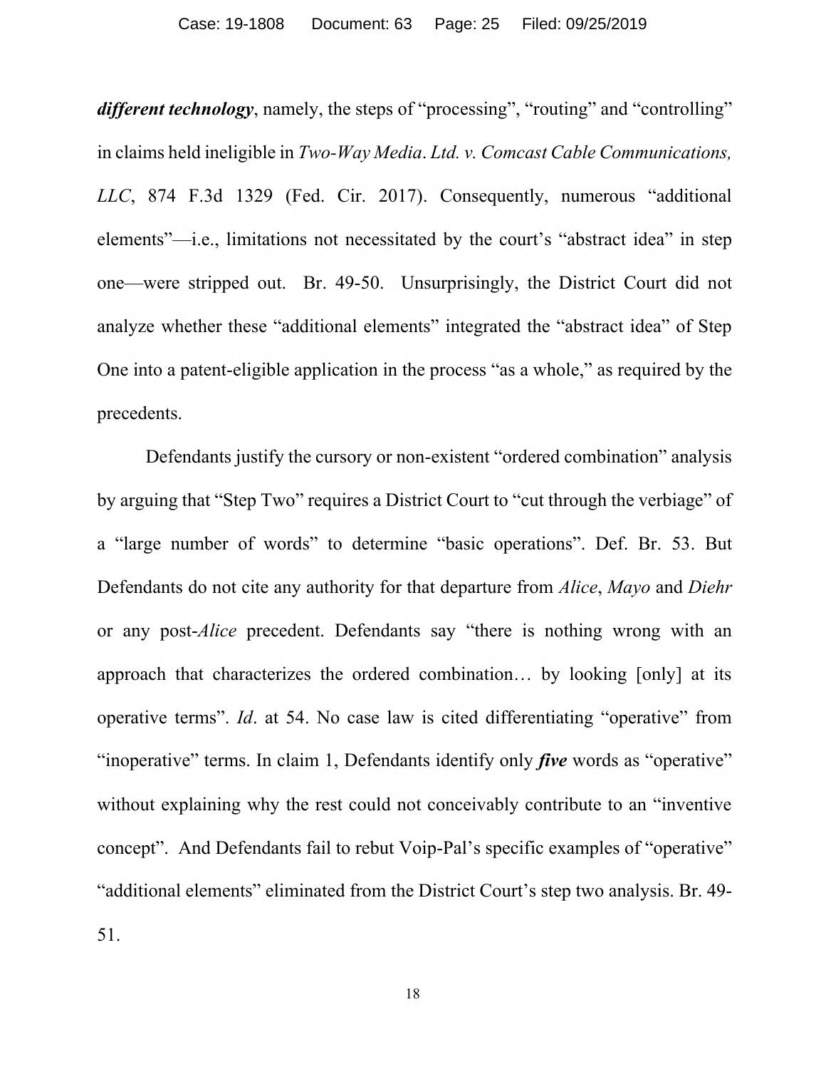***different technology***, namely, the steps of "processing", "routing" and "controlling" in claims held ineligible in *Two-Way Media*. *Ltd. v. Comcast Cable Communications, LLC*, 874 F.3d 1329 (Fed. Cir. 2017). Consequently, numerous "additional elements"—i.e., limitations not necessitated by the court's "abstract idea" in step one—were stripped out. Br. 49-50. Unsurprisingly, the District Court did not analyze whether these "additional elements" integrated the "abstract idea" of Step One into a patent-eligible application in the process "as a whole," as required by the precedents.

Defendants justify the cursory or non-existent "ordered combination" analysis by arguing that "Step Two" requires a District Court to "cut through the verbiage" of a "large number of words" to determine "basic operations". Def. Br. 53. But Defendants do not cite any authority for that departure from *Alice*, *Mayo* and *Diehr* or any post-*Alice* precedent. Defendants say "there is nothing wrong with an approach that characterizes the ordered combination… by looking [only] at its operative terms". *Id*. at 54. No case law is cited differentiating "operative" from "inoperative" terms. In claim 1, Defendants identify only ***five*** words as "operative" without explaining why the rest could not conceivably contribute to an "inventive concept". And Defendants fail to rebut Voip-Pal's specific examples of "operative" "additional elements" eliminated from the District Court's step two analysis. Br. 49-51.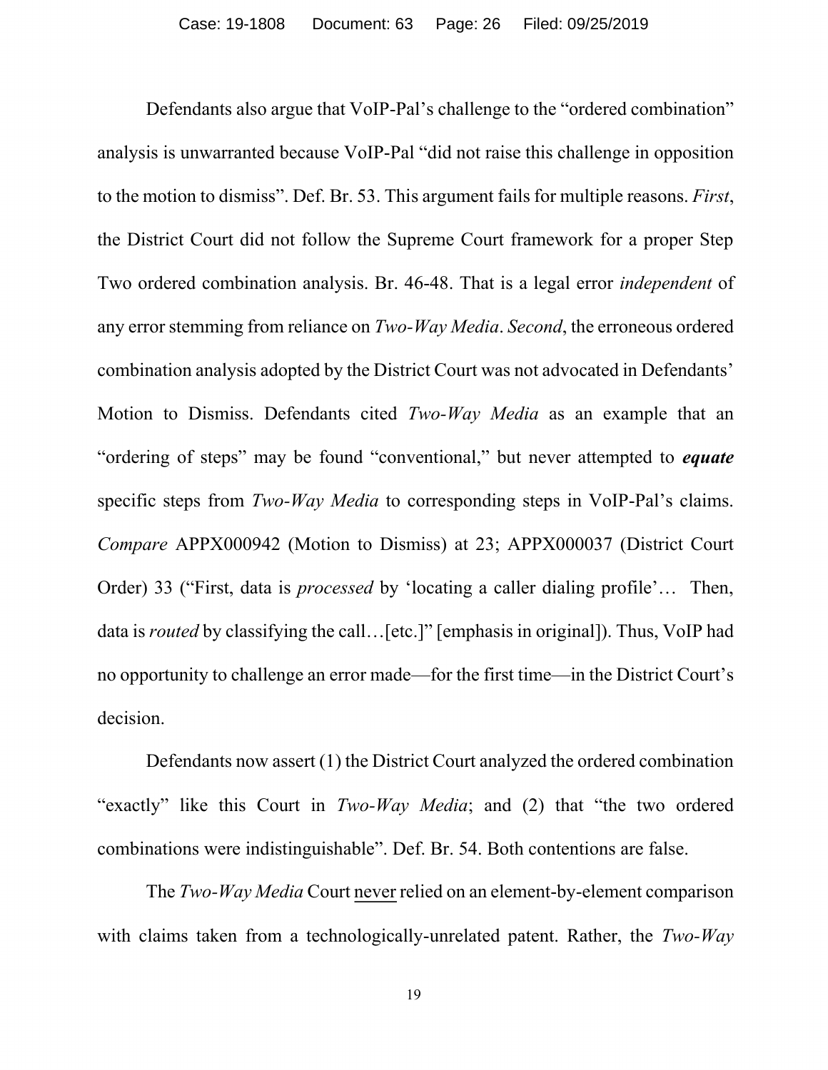Defendants also argue that VoIP-Pal's challenge to the "ordered combination" analysis is unwarranted because VoIP-Pal "did not raise this challenge in opposition to the motion to dismiss". Def. Br. 53. This argument fails for multiple reasons. *First*, the District Court did not follow the Supreme Court framework for a proper Step Two ordered combination analysis. Br. 46-48. That is a legal error *independent* of any error stemming from reliance on *Two-Way Media*. *Second*, the erroneous ordered combination analysis adopted by the District Court was not advocated in Defendants' Motion to Dismiss. Defendants cited *Two-Way Media* as an example that an "ordering of steps" may be found "conventional," but never attempted to ***equate*** specific steps from *Two-Way Media* to corresponding steps in VoIP-Pal's claims. *Compare* APPX000942 (Motion to Dismiss) at 23; APPX000037 (District Court Order) 33 ("First, data is *processed* by 'locating a caller dialing profile'… Then, data is *routed* by classifying the call…[etc.]" [emphasis in original]). Thus, VoIP had no opportunity to challenge an error made—for the first time—in the District Court's decision.

Defendants now assert (1) the District Court analyzed the ordered combination "exactly" like this Court in *Two-Way Media*; and (2) that "the two ordered combinations were indistinguishable". Def. Br. 54. Both contentions are false.

The *Two-Way Media* Court <u>never</u> relied on an element-by-element comparison with claims taken from a technologically-unrelated patent. Rather, the *Two-Way*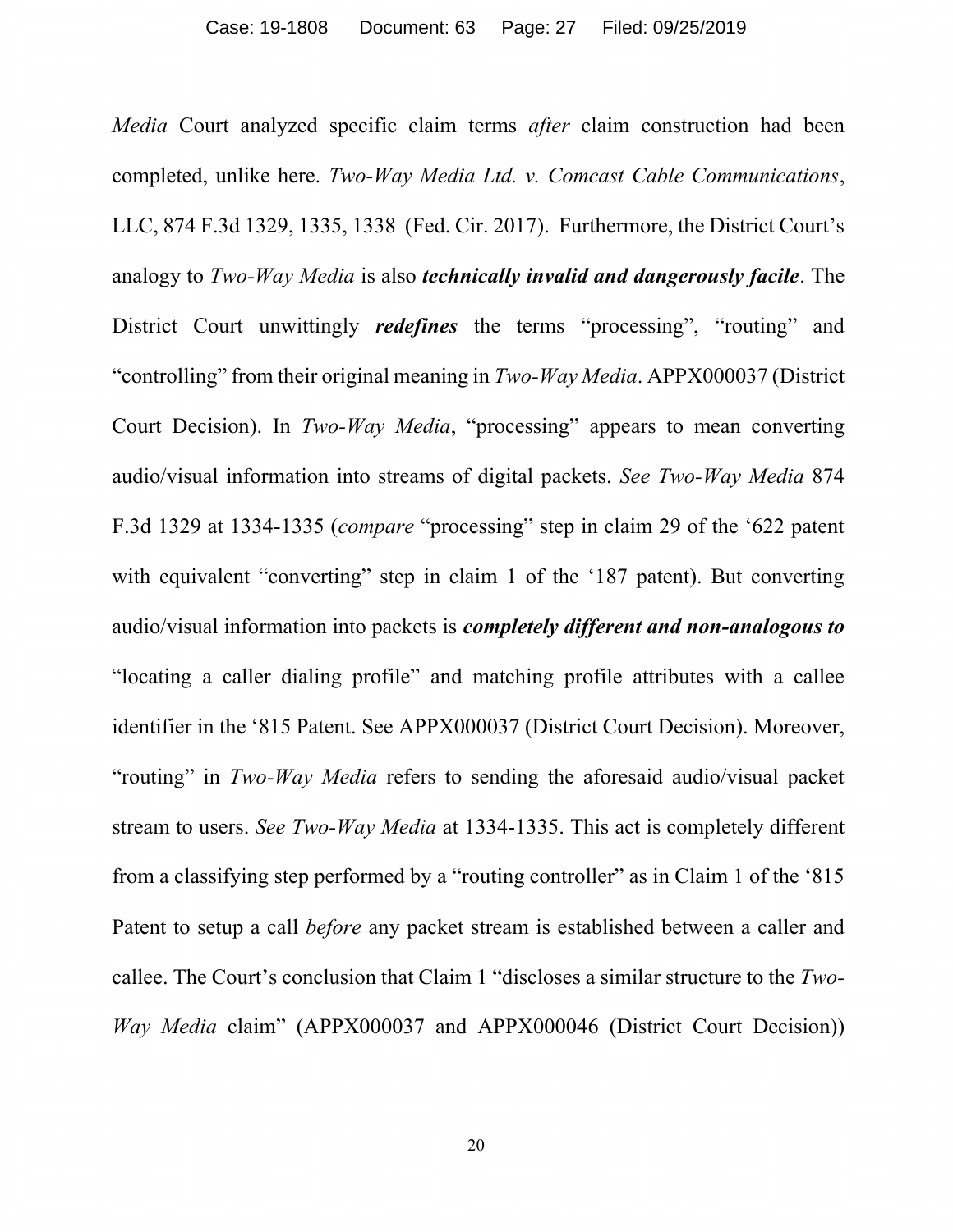*Media* Court analyzed specific claim terms *after* claim construction had been completed, unlike here. *Two-Way Media Ltd. v. Comcast Cable Communications*, LLC, 874 F.3d 1329, 1335, 1338 (Fed. Cir. 2017). Furthermore, the District Court's analogy to *Two-Way Media* is also ***technically invalid and dangerously facile***. The District Court unwittingly ***redefines*** the terms "processing", "routing" and "controlling" from their original meaning in *Two-Way Media*. APPX000037 (District Court Decision). In *Two-Way Media*, "processing" appears to mean converting audio/visual information into streams of digital packets. *See Two-Way Media* 874 F.3d 1329 at 1334-1335 (*compare* "processing" step in claim 29 of the '622 patent with equivalent "converting" step in claim 1 of the '187 patent). But converting audio/visual information into packets is ***completely different and non-analogous to*** "locating a caller dialing profile" and matching profile attributes with a callee identifier in the '815 Patent. See APPX000037 (District Court Decision). Moreover, "routing" in *Two-Way Media* refers to sending the aforesaid audio/visual packet stream to users. *See Two-Way Media* at 1334-1335. This act is completely different from a classifying step performed by a "routing controller" as in Claim 1 of the '815 Patent to setup a call *before* any packet stream is established between a caller and callee. The Court's conclusion that Claim 1 "discloses a similar structure to the *Two-Way Media* claim" (APPX000037 and APPX000046 (District Court Decision))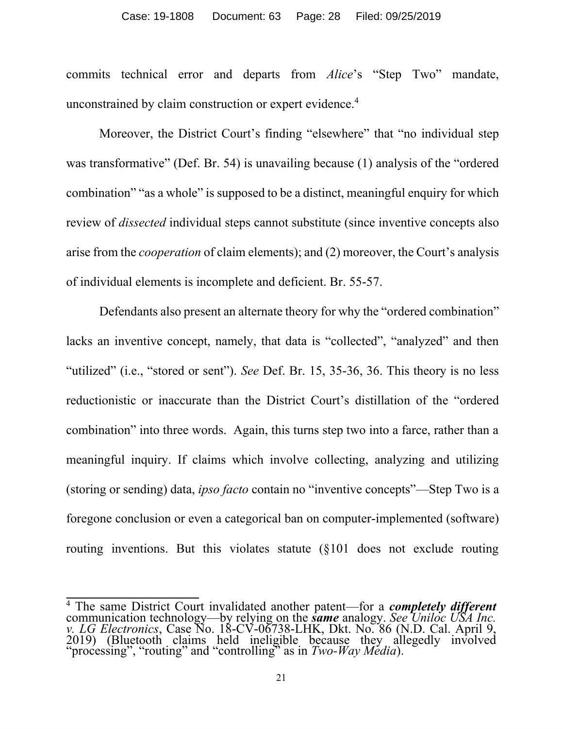commits technical error and departs from *Alice*'s "Step Two" mandate, unconstrained by claim construction or expert evidence.[4]

Moreover, the District Court's finding "elsewhere" that "no individual step was transformative" (Def. Br. 54) is unavailing because (1) analysis of the "ordered combination" "as a whole" is supposed to be a distinct, meaningful enquiry for which review of *dissected* individual steps cannot substitute (since inventive concepts also arise from the *cooperation* of claim elements); and (2) moreover, the Court's analysis of individual elements is incomplete and deficient. Br. 55-57.

Defendants also present an alternate theory for why the "ordered combination" lacks an inventive concept, namely, that data is "collected", "analyzed" and then "utilized" (i.e., "stored or sent"). *See* Def. Br. 15, 35-36, 36. This theory is no less reductionistic or inaccurate than the District Court's distillation of the "ordered combination" into three words. Again, this turns step two into a farce, rather than a meaningful inquiry. If claims which involve collecting, analyzing and utilizing (storing or sending) data, *ipso facto* contain no "inventive concepts"—Step Two is a foregone conclusion or even a categorical ban on computer-implemented (software) routing inventions. But this violates statute (§101 does not exclude routing

---

[4] The same District Court invalidated another patent—for a ***completely different*** communication technology—by relying on the ***same*** analogy. *See Uniloc USA Inc. v. LG Electronics*, Case No. 18-CV-06738-LHK, Dkt. No. 86 (N.D. Cal. April 9, 2019) (Bluetooth claims held ineligible because they allegedly involved "processing", "routing" and "controlling" as in *Two-Way Media*).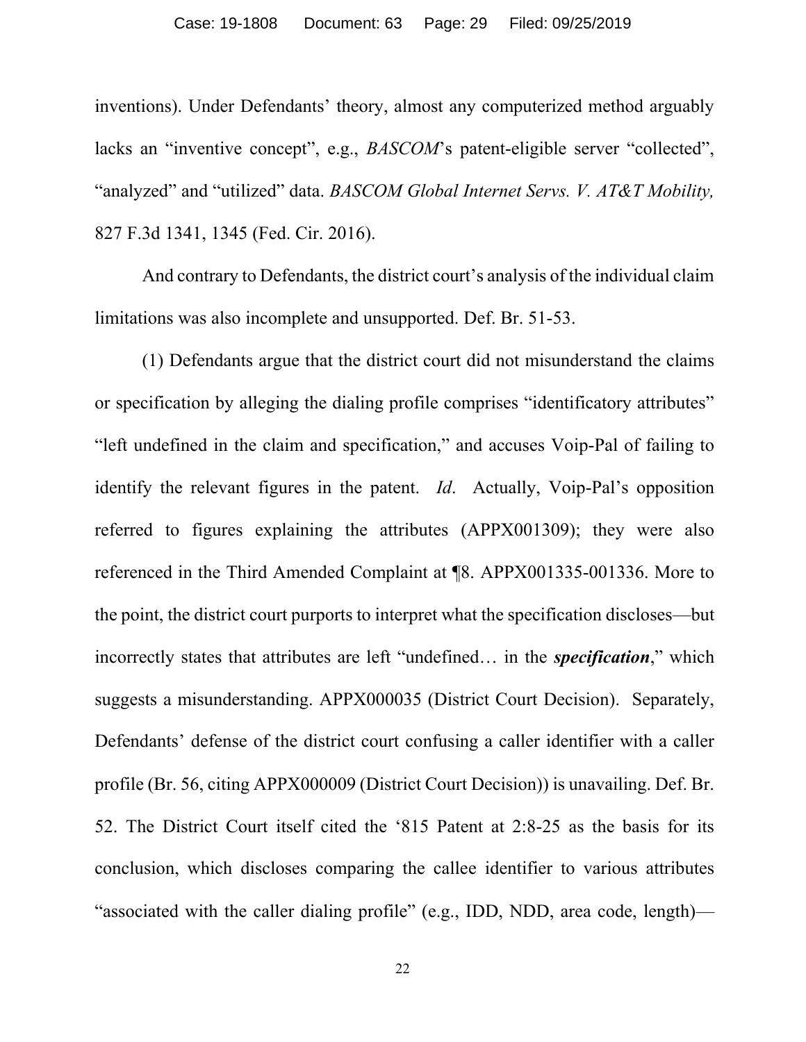inventions). Under Defendants' theory, almost any computerized method arguably lacks an "inventive concept", e.g., *BASCOM*'s patent-eligible server "collected", "analyzed" and "utilized" data. *BASCOM Global Internet Servs. V. AT&T Mobility,* 827 F.3d 1341, 1345 (Fed. Cir. 2016).

And contrary to Defendants, the district court's analysis of the individual claim limitations was also incomplete and unsupported. Def. Br. 51-53.

(1) Defendants argue that the district court did not misunderstand the claims or specification by alleging the dialing profile comprises "identificatory attributes" "left undefined in the claim and specification," and accuses Voip-Pal of failing to identify the relevant figures in the patent. *Id*. Actually, Voip-Pal's opposition referred to figures explaining the attributes (APPX001309); they were also referenced in the Third Amended Complaint at ¶8. APPX001335-001336. More to the point, the district court purports to interpret what the specification discloses—but incorrectly states that attributes are left "undefined… in the ***specification***," which suggests a misunderstanding. APPX000035 (District Court Decision). Separately, Defendants' defense of the district court confusing a caller identifier with a caller profile (Br. 56, citing APPX000009 (District Court Decision)) is unavailing. Def. Br. 52. The District Court itself cited the '815 Patent at 2:8-25 as the basis for its conclusion, which discloses comparing the callee identifier to various attributes "associated with the caller dialing profile" (e.g., IDD, NDD, area code, length)—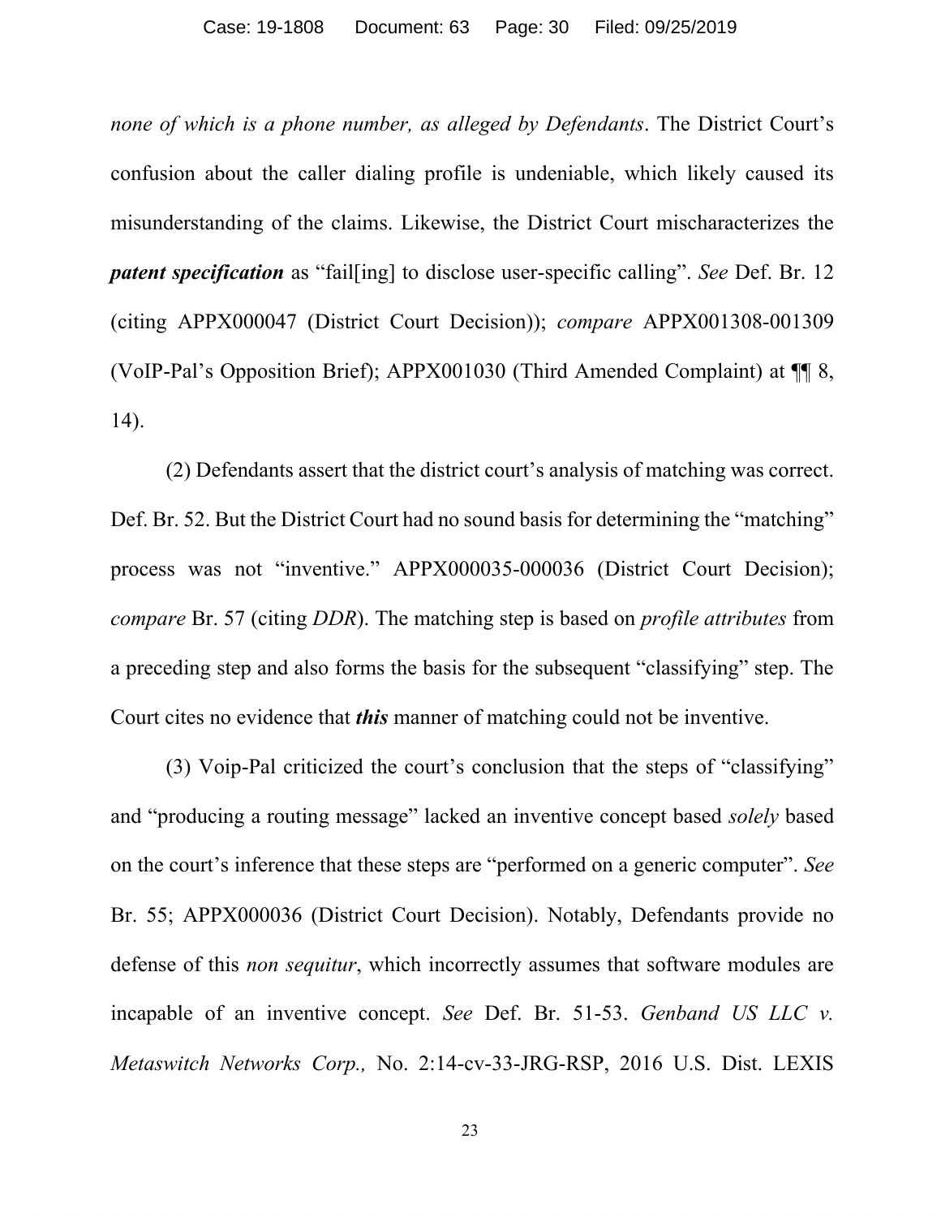*none of which is a phone number, as alleged by Defendants*. The District Court's confusion about the caller dialing profile is undeniable, which likely caused its misunderstanding of the claims. Likewise, the District Court mischaracterizes the ***patent specification*** as "fail[ing] to disclose user-specific calling". *See* Def. Br. 12 (citing APPX000047 (District Court Decision)); *compare* APPX001308-001309 (VoIP-Pal's Opposition Brief); APPX001030 (Third Amended Complaint) at ¶¶ 8, 14).

(2) Defendants assert that the district court's analysis of matching was correct. Def. Br. 52. But the District Court had no sound basis for determining the "matching" process was not "inventive." APPX000035-000036 (District Court Decision); *compare* Br. 57 (citing *DDR*). The matching step is based on *profile attributes* from a preceding step and also forms the basis for the subsequent "classifying" step. The Court cites no evidence that ***this*** manner of matching could not be inventive.

(3) Voip-Pal criticized the court's conclusion that the steps of "classifying" and "producing a routing message" lacked an inventive concept based *solely* based on the court's inference that these steps are "performed on a generic computer". *See* Br. 55; APPX000036 (District Court Decision). Notably, Defendants provide no defense of this *non sequitur*, which incorrectly assumes that software modules are incapable of an inventive concept. *See* Def. Br. 51-53. *Genband US LLC v. Metaswitch Networks Corp.,* No. 2:14-cv-33-JRG-RSP, 2016 U.S. Dist. LEXIS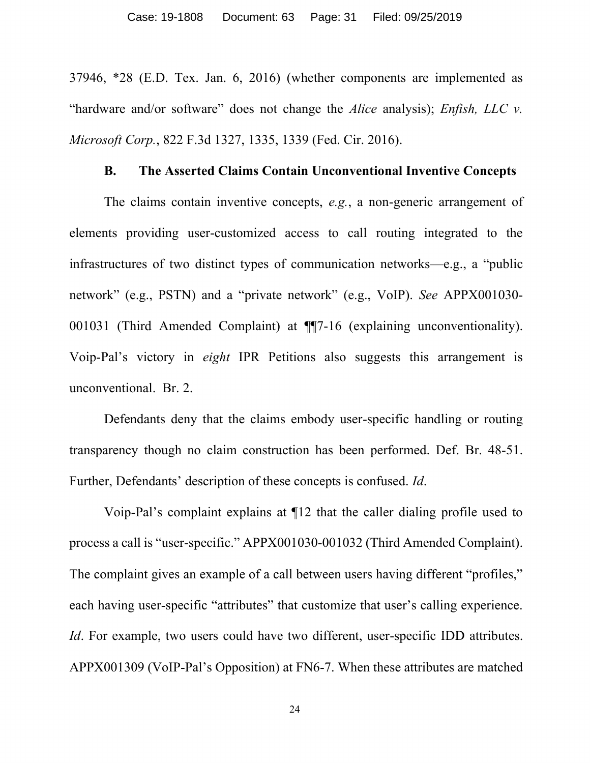37946, *28 (E.D. Tex. Jan. 6, 2016) (whether components are implemented as "hardware and/or software" does not change the *Alice* analysis); *Enfish, LLC v. Microsoft Corp.*, 822 F.3d 1327, 1335, 1339 (Fed. Cir. 2016).

### B. The Asserted Claims Contain Unconventional Inventive Concepts

The claims contain inventive concepts, *e.g.*, a non-generic arrangement of elements providing user-customized access to call routing integrated to the infrastructures of two distinct types of communication networks—e.g., a "public network" (e.g., PSTN) and a "private network" (e.g., VoIP). *See* APPX001030-001031 (Third Amended Complaint) at ¶¶7-16 (explaining unconventionality). Voip-Pal's victory in *eight* IPR Petitions also suggests this arrangement is unconventional. Br. 2.

Defendants deny that the claims embody user-specific handling or routing transparency though no claim construction has been performed. Def. Br. 48-51. Further, Defendants' description of these concepts is confused. *Id*.

Voip-Pal's complaint explains at ¶12 that the caller dialing profile used to process a call is "user-specific." APPX001030-001032 (Third Amended Complaint). The complaint gives an example of a call between users having different "profiles," each having user-specific "attributes" that customize that user's calling experience. *Id*. For example, two users could have two different, user-specific IDD attributes. APPX001309 (VoIP-Pal's Opposition) at FN6-7. When these attributes are matched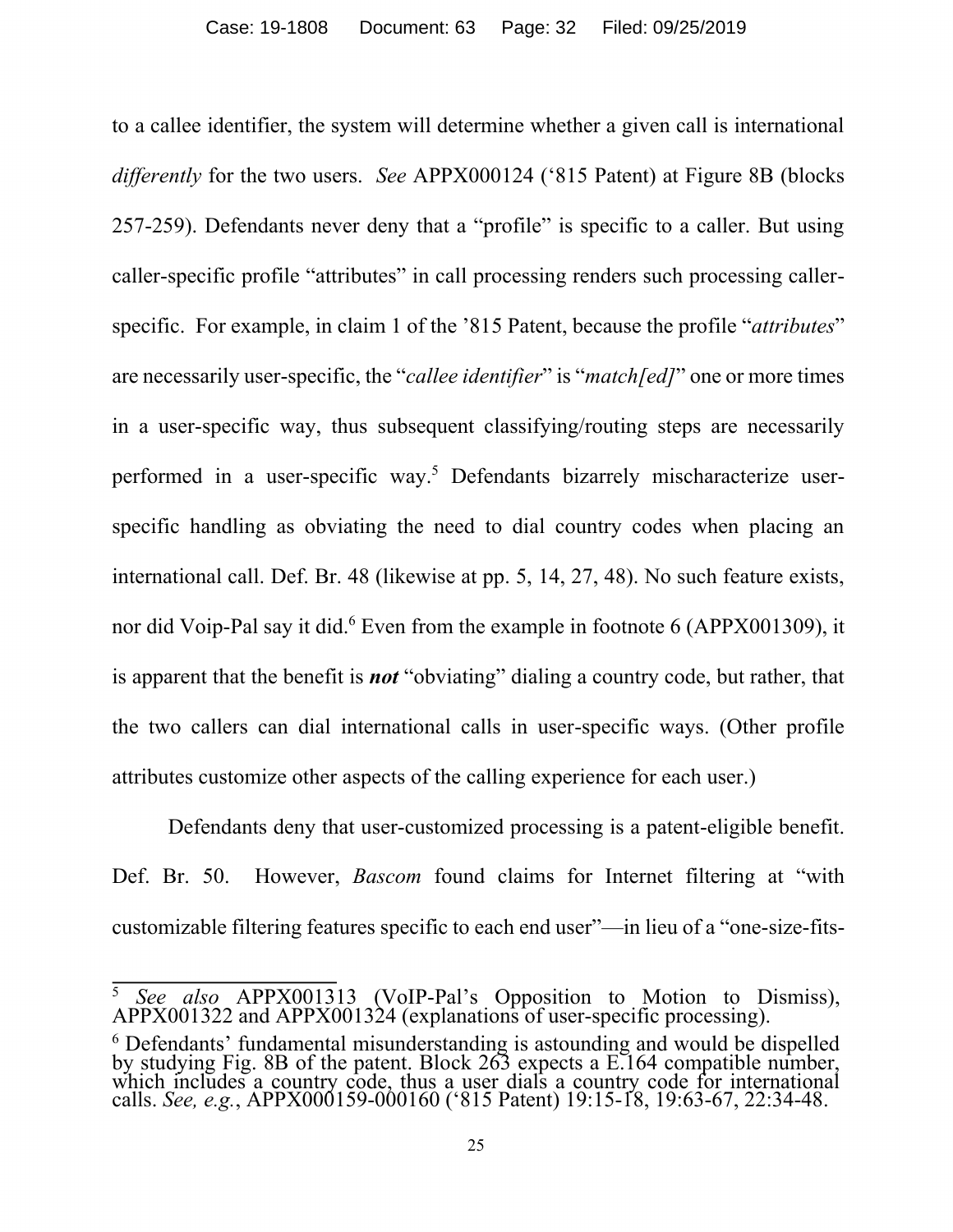to a callee identifier, the system will determine whether a given call is international *differently* for the two users. *See* APPX000124 ('815 Patent) at Figure 8B (blocks 257-259). Defendants never deny that a "profile" is specific to a caller. But using caller-specific profile "attributes" in call processing renders such processing caller-specific. For example, in claim 1 of the '815 Patent, because the profile "*attributes*" are necessarily user-specific, the "*callee identifier*" is "*match[ed]*" one or more times in a user-specific way, thus subsequent classifying/routing steps are necessarily performed in a user-specific way.[5] Defendants bizarrely mischaracterize user-specific handling as obviating the need to dial country codes when placing an international call. Def. Br. 48 (likewise at pp. 5, 14, 27, 48). No such feature exists, nor did Voip-Pal say it did.[6] Even from the example in footnote 6 (APPX001309), it is apparent that the benefit is ***not*** "obviating" dialing a country code, but rather, that the two callers can dial international calls in user-specific ways. (Other profile attributes customize other aspects of the calling experience for each user.)

Defendants deny that user-customized processing is a patent-eligible benefit. Def. Br. 50. However, *Bascom* found claims for Internet filtering at "with customizable filtering features specific to each end user"—in lieu of a "one-size-fits-

---

[5] *See also* APPX001313 (VoIP-Pal's Opposition to Motion to Dismiss), APPX001322 and APPX001324 (explanations of user-specific processing).

[6] Defendants' fundamental misunderstanding is astounding and would be dispelled by studying Fig. 8B of the patent. Block 263 expects a E.164 compatible number, which includes a country code, thus a user dials a country code for international calls. *See, e.g.*, APPX000159-000160 ('815 Patent) 19:15-18, 19:63-67, 22:34-48.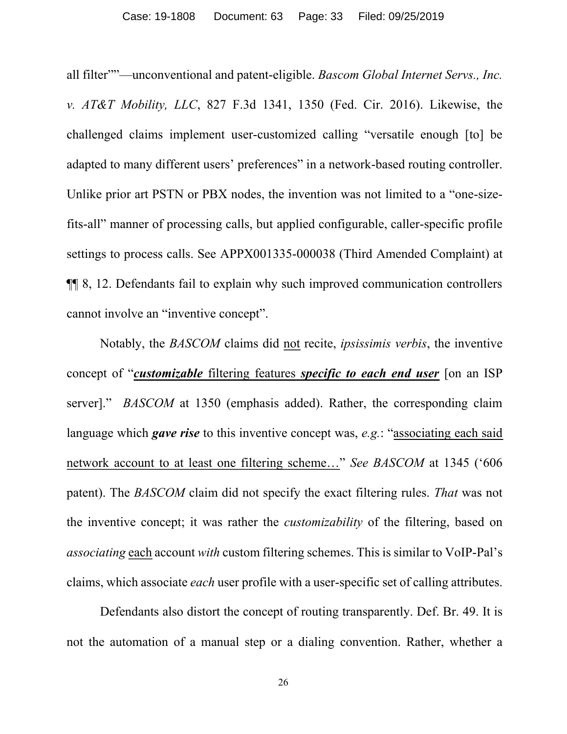all filter""—unconventional and patent-eligible. *Bascom Global Internet Servs., Inc. v. AT&T Mobility, LLC*, 827 F.3d 1341, 1350 (Fed. Cir. 2016). Likewise, the challenged claims implement user-customized calling "versatile enough [to] be adapted to many different users' preferences" in a network-based routing controller. Unlike prior art PSTN or PBX nodes, the invention was not limited to a "one-size-fits-all" manner of processing calls, but applied configurable, caller-specific profile settings to process calls. See APPX001335-000038 (Third Amended Complaint) at ¶¶ 8, 12. Defendants fail to explain why such improved communication controllers cannot involve an "inventive concept".

Notably, the *BASCOM* claims did <u>not</u> recite, *ipsissimis verbis*, the inventive concept of "***<u>customizable</u>*** <u>filtering features</u> ***<u>specific to each end user</u>*** [on an ISP server]." *BASCOM* at 1350 (emphasis added). Rather, the corresponding claim language which ***gave rise*** to this inventive concept was, *e.g.*: "<u>associating each said network account to at least one filtering scheme…</u>" *See BASCOM* at 1345 ('606 patent). The *BASCOM* claim did not specify the exact filtering rules. *That* was not the inventive concept; it was rather the *customizability* of the filtering, based on *associating* <u>each</u> account *with* custom filtering schemes. This is similar to VoIP-Pal's claims, which associate *each* user profile with a user-specific set of calling attributes.

Defendants also distort the concept of routing transparently. Def. Br. 49. It is not the automation of a manual step or a dialing convention. Rather, whether a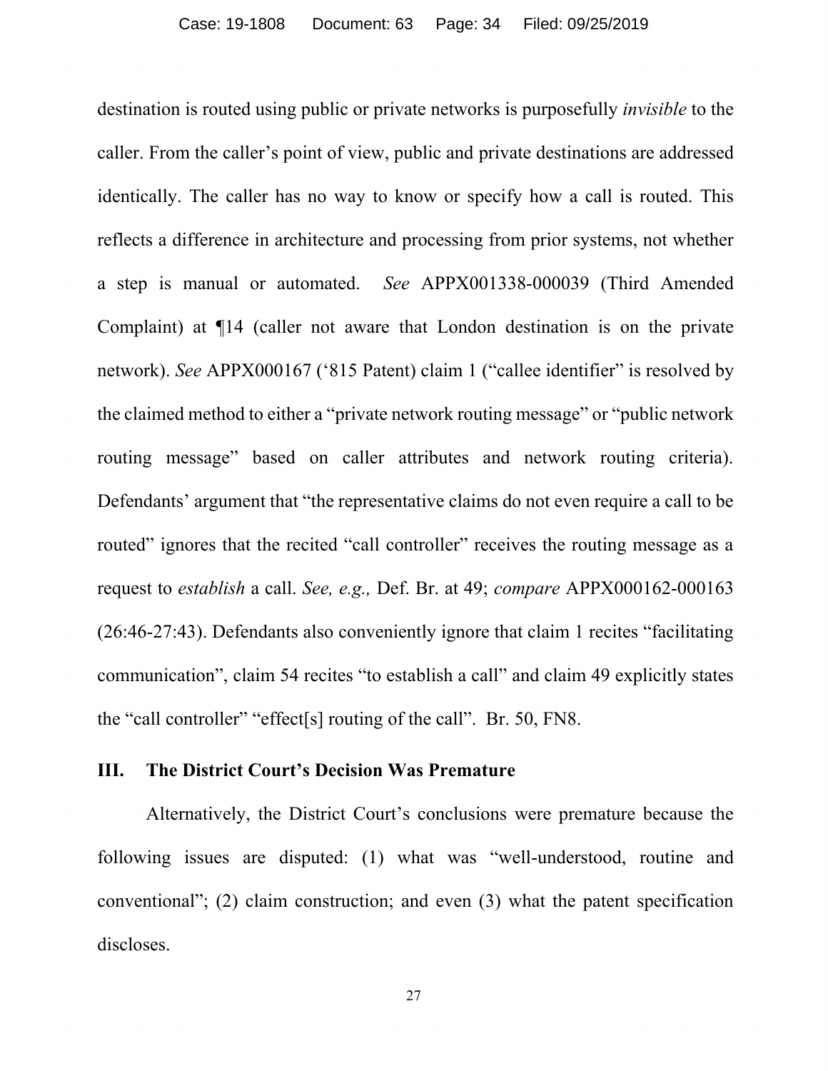destination is routed using public or private networks is purposefully *invisible* to the caller. From the caller's point of view, public and private destinations are addressed identically. The caller has no way to know or specify how a call is routed. This reflects a difference in architecture and processing from prior systems, not whether a step is manual or automated. *See* APPX001338-000039 (Third Amended Complaint) at ¶14 (caller not aware that London destination is on the private network). *See* APPX000167 ('815 Patent) claim 1 ("callee identifier" is resolved by the claimed method to either a "private network routing message" or "public network routing message" based on caller attributes and network routing criteria). Defendants' argument that "the representative claims do not even require a call to be routed" ignores that the recited "call controller" receives the routing message as a request to *establish* a call. *See, e.g.,* Def. Br. at 49; *compare* APPX000162-000163 (26:46-27:43). Defendants also conveniently ignore that claim 1 recites "facilitating communication", claim 54 recites "to establish a call" and claim 49 explicitly states the "call controller" "effect[s] routing of the call". Br. 50, FN8.

## III. The District Court's Decision Was Premature

Alternatively, the District Court's conclusions were premature because the following issues are disputed: (1) what was "well-understood, routine and conventional"; (2) claim construction; and even (3) what the patent specification discloses.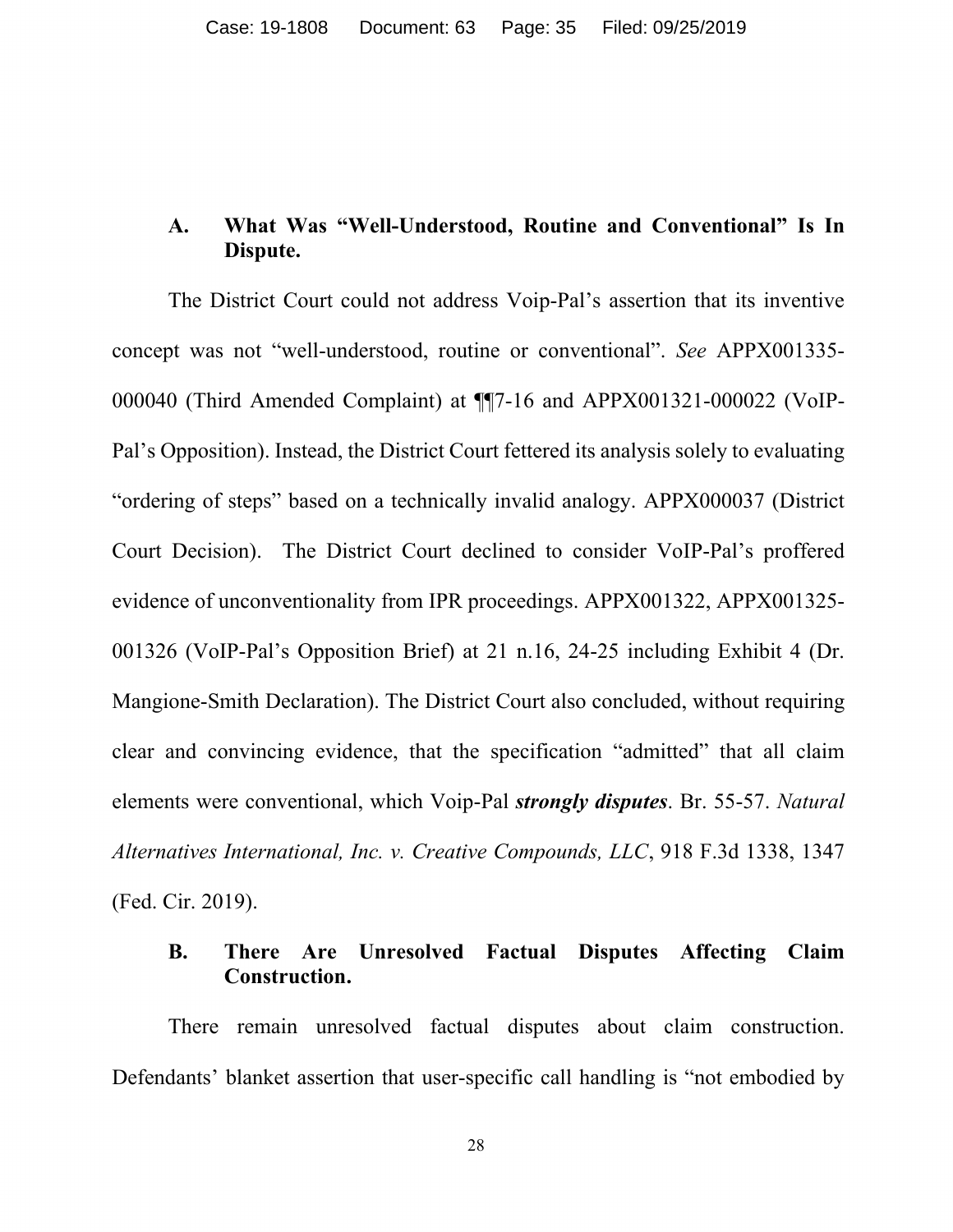### A. What Was "Well-Understood, Routine and Conventional" Is In Dispute.

The District Court could not address Voip-Pal's assertion that its inventive concept was not "well-understood, routine or conventional". *See* APPX001335-000040 (Third Amended Complaint) at ¶¶7-16 and APPX001321-000022 (VoIP-Pal's Opposition). Instead, the District Court fettered its analysis solely to evaluating "ordering of steps" based on a technically invalid analogy. APPX000037 (District Court Decision). The District Court declined to consider VoIP-Pal's proffered evidence of unconventionality from IPR proceedings. APPX001322, APPX001325-001326 (VoIP-Pal's Opposition Brief) at 21 n.16, 24-25 including Exhibit 4 (Dr. Mangione-Smith Declaration). The District Court also concluded, without requiring clear and convincing evidence, that the specification "admitted" that all claim elements were conventional, which Voip-Pal ***strongly disputes***. Br. 55-57. *Natural Alternatives International, Inc. v. Creative Compounds, LLC*, 918 F.3d 1338, 1347 (Fed. Cir. 2019).

### B. There Are Unresolved Factual Disputes Affecting Claim Construction.

There remain unresolved factual disputes about claim construction. Defendants' blanket assertion that user-specific call handling is "not embodied by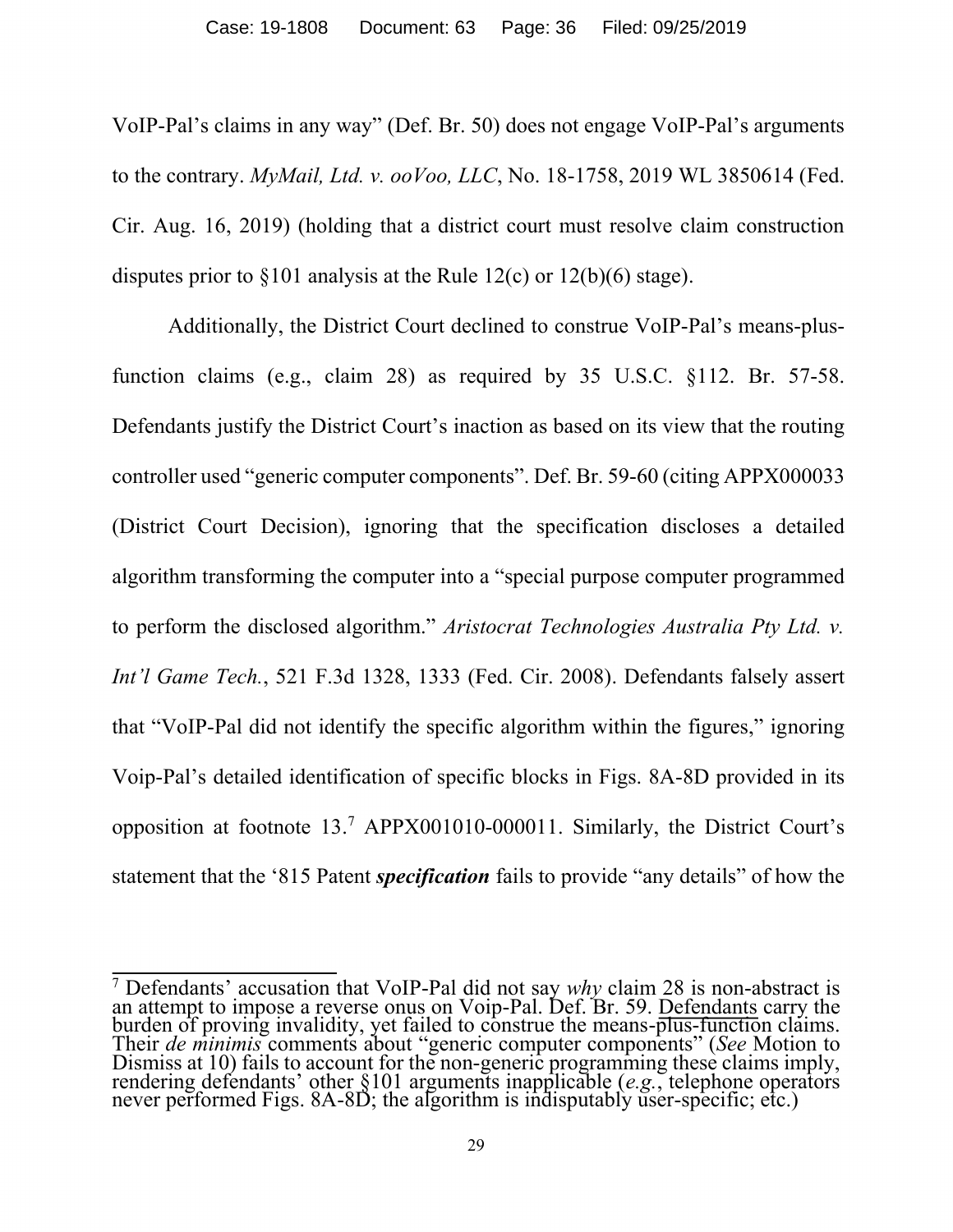VoIP-Pal's claims in any way" (Def. Br. 50) does not engage VoIP-Pal's arguments to the contrary. *MyMail, Ltd. v. ooVoo, LLC*, No. 18-1758, 2019 WL 3850614 (Fed. Cir. Aug. 16, 2019) (holding that a district court must resolve claim construction disputes prior to §101 analysis at the Rule 12(c) or 12(b)(6) stage).

Additionally, the District Court declined to construe VoIP-Pal's means-plus-function claims (e.g., claim 28) as required by 35 U.S.C. §112. Br. 57-58. Defendants justify the District Court's inaction as based on its view that the routing controller used "generic computer components". Def. Br. 59-60 (citing APPX000033 (District Court Decision), ignoring that the specification discloses a detailed algorithm transforming the computer into a "special purpose computer programmed to perform the disclosed algorithm." *Aristocrat Technologies Australia Pty Ltd. v. Int'l Game Tech.*, 521 F.3d 1328, 1333 (Fed. Cir. 2008). Defendants falsely assert that "VoIP-Pal did not identify the specific algorithm within the figures," ignoring Voip-Pal's detailed identification of specific blocks in Figs. 8A-8D provided in its opposition at footnote 13.[7] APPX001010-000011. Similarly, the District Court's statement that the '815 Patent ***specification*** fails to provide "any details" of how the

---

[7] Defendants' accusation that VoIP-Pal did not say *why* claim 28 is non-abstract is an attempt to impose a reverse onus on Voip-Pal. Def. Br. 59. Defendants carry the burden of proving invalidity, yet failed to construe the means-plus-function claims. Their *de minimis* comments about "generic computer components" (*See* Motion to Dismiss at 10) fails to account for the non-generic programming these claims imply, rendering defendants' other §101 arguments inapplicable (*e.g.*, telephone operators never performed Figs. 8A-8D; the algorithm is indisputably user-specific; etc.)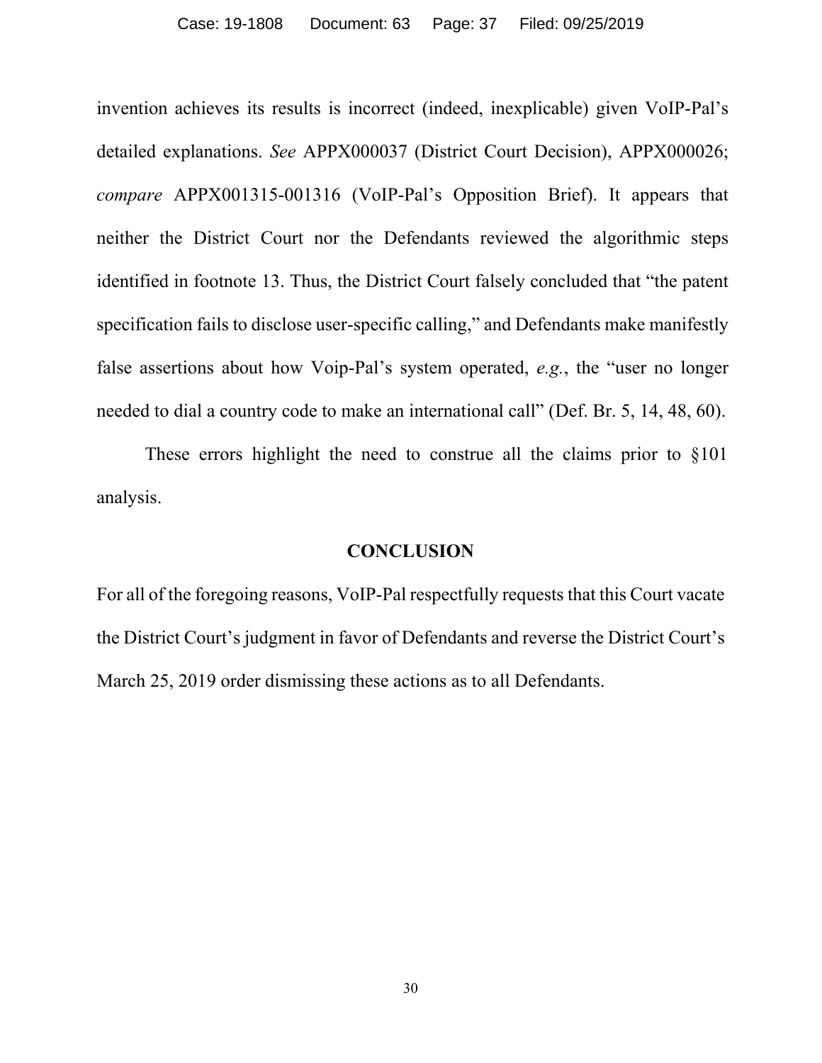invention achieves its results is incorrect (indeed, inexplicable) given VoIP-Pal's detailed explanations. *See* APPX000037 (District Court Decision), APPX000026; *compare* APPX001315-001316 (VoIP-Pal's Opposition Brief). It appears that neither the District Court nor the Defendants reviewed the algorithmic steps identified in footnote 13. Thus, the District Court falsely concluded that "the patent specification fails to disclose user-specific calling," and Defendants make manifestly false assertions about how Voip-Pal's system operated, *e.g.*, the "user no longer needed to dial a country code to make an international call" (Def. Br. 5, 14, 48, 60).

These errors highlight the need to construe all the claims prior to §101 analysis.

## CONCLUSION

For all of the foregoing reasons, VoIP-Pal respectfully requests that this Court vacate the District Court's judgment in favor of Defendants and reverse the District Court's March 25, 2019 order dismissing these actions as to all Defendants.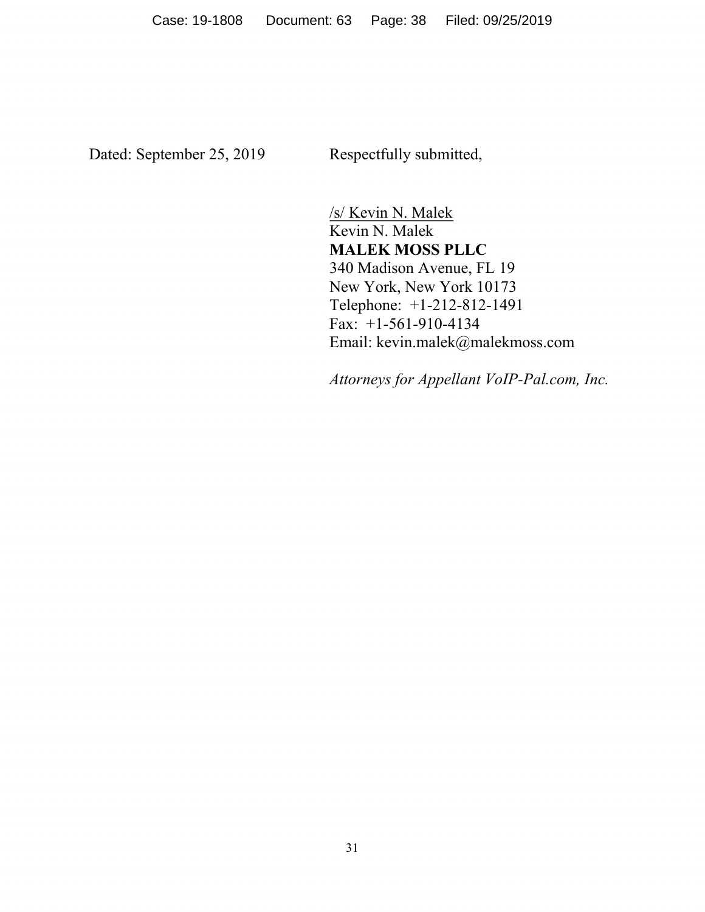Dated: September 25, 2019

Respectfully submitted,

/s/ Kevin N. Malek
Kevin N. Malek
**MALEK MOSS PLLC**
340 Madison Avenue, FL 19
New York, New York 10173
Telephone: +1-212-812-1491
Fax: +1-561-910-4134
Email: kevin.malek@malekmoss.com

*Attorneys for Appellant VoIP-Pal.com, Inc.*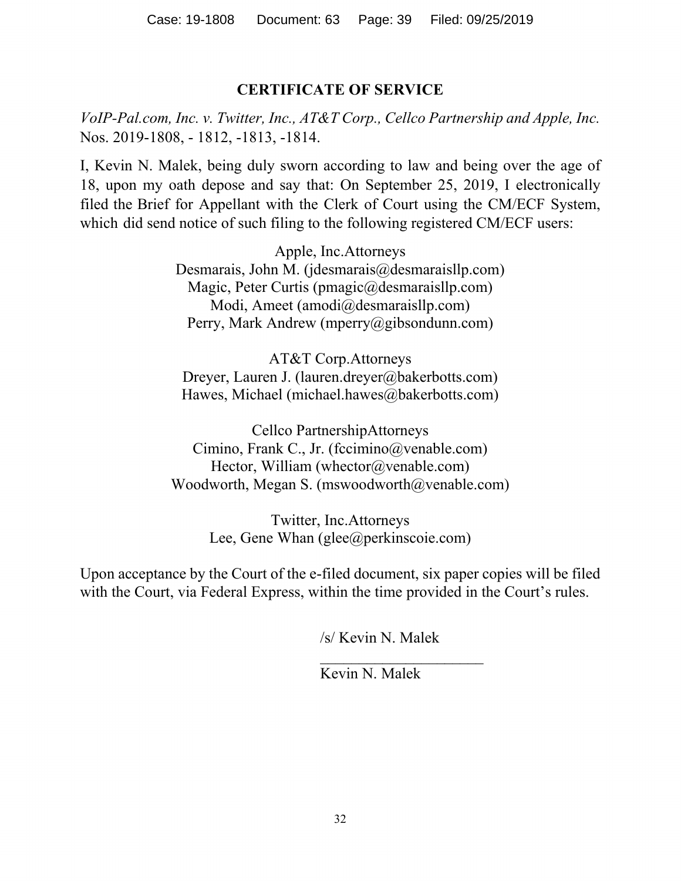## CERTIFICATE OF SERVICE

*VoIP-Pal.com, Inc. v. Twitter, Inc., AT&T Corp., Cellco Partnership and Apple, Inc.*
Nos. 2019-1808, - 1812, -1813, -1814.

I, Kevin N. Malek, being duly sworn according to law and being over the age of 18, upon my oath depose and say that: On September 25, 2019, I electronically filed the Brief for Appellant with the Clerk of Court using the CM/ECF System, which did send notice of such filing to the following registered CM/ECF users:

Apple, Inc.Attorneys
Desmarais, John M. (jdesmarais@desmaraisllp.com)
Magic, Peter Curtis (pmagic@desmaraisllp.com)
Modi, Ameet (amodi@desmaraisllp.com)
Perry, Mark Andrew (mperry@gibsondunn.com)

AT&T Corp.Attorneys
Dreyer, Lauren J. (lauren.dreyer@bakerbotts.com)
Hawes, Michael (michael.hawes@bakerbotts.com)

Cellco PartnershipAttorneys
Cimino, Frank C., Jr. (fccimino@venable.com)
Hector, William (whector@venable.com)
Woodworth, Megan S. (mswoodworth@venable.com)

Twitter, Inc.Attorneys
Lee, Gene Whan (glee@perkinscoie.com)

Upon acceptance by the Court of the e-filed document, six paper copies will be filed with the Court, via Federal Express, within the time provided in the Court's rules.

/s/ Kevin N. Malek
______________________
Kevin N. Malek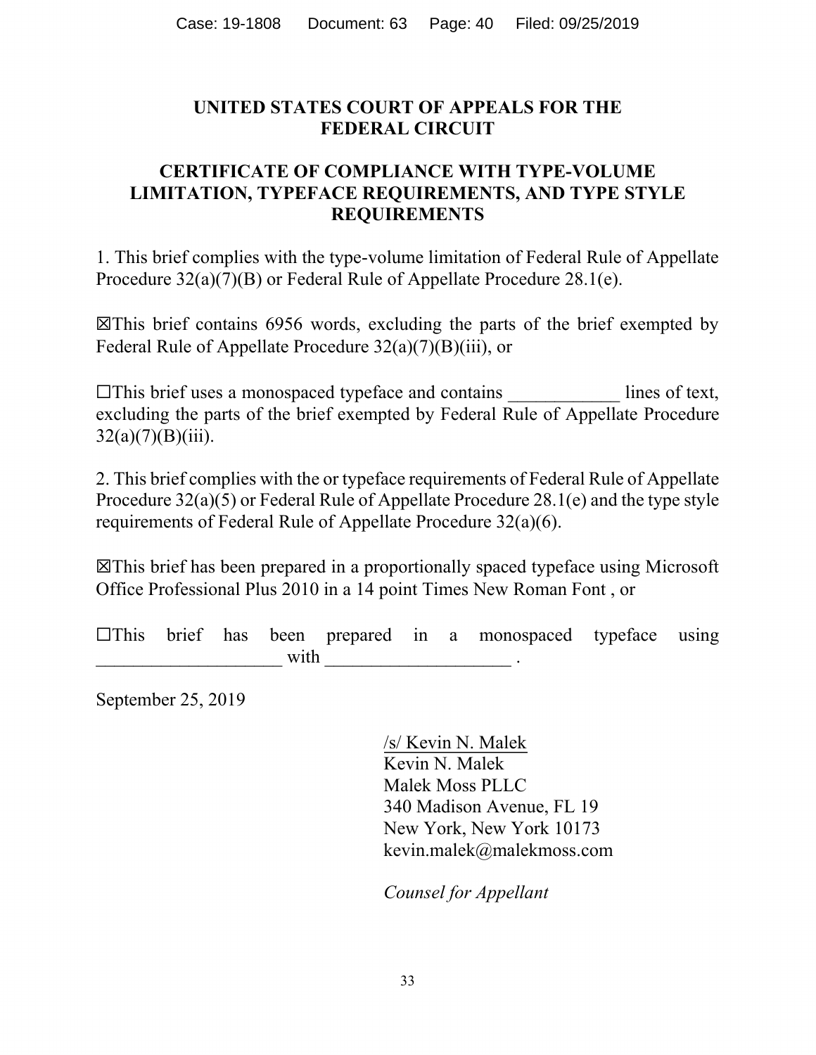## UNITED STATES COURT OF APPEALS FOR THE FEDERAL CIRCUIT

## CERTIFICATE OF COMPLIANCE WITH TYPE-VOLUME LIMITATION, TYPEFACE REQUIREMENTS, AND TYPE STYLE REQUIREMENTS

1. This brief complies with the type-volume limitation of Federal Rule of Appellate Procedure 32(a)(7)(B) or Federal Rule of Appellate Procedure 28.1(e).

☒This brief contains 6956 words, excluding the parts of the brief exempted by Federal Rule of Appellate Procedure 32(a)(7)(B)(iii), or

☐This brief uses a monospaced typeface and contains ____________ lines of text, excluding the parts of the brief exempted by Federal Rule of Appellate Procedure 32(a)(7)(B)(iii).

2. This brief complies with the or typeface requirements of Federal Rule of Appellate Procedure 32(a)(5) or Federal Rule of Appellate Procedure 28.1(e) and the type style requirements of Federal Rule of Appellate Procedure 32(a)(6).

☒This brief has been prepared in a proportionally spaced typeface using Microsoft Office Professional Plus 2010 in a 14 point Times New Roman Font , or

☐This brief has been prepared in a monospaced typeface using ____________________ with ____________________ .

September 25, 2019

/s/ Kevin N. Malek
Kevin N. Malek
Malek Moss PLLC
340 Madison Avenue, FL 19
New York, New York 10173
kevin.malek@malekmoss.com

*Counsel for Appellant*